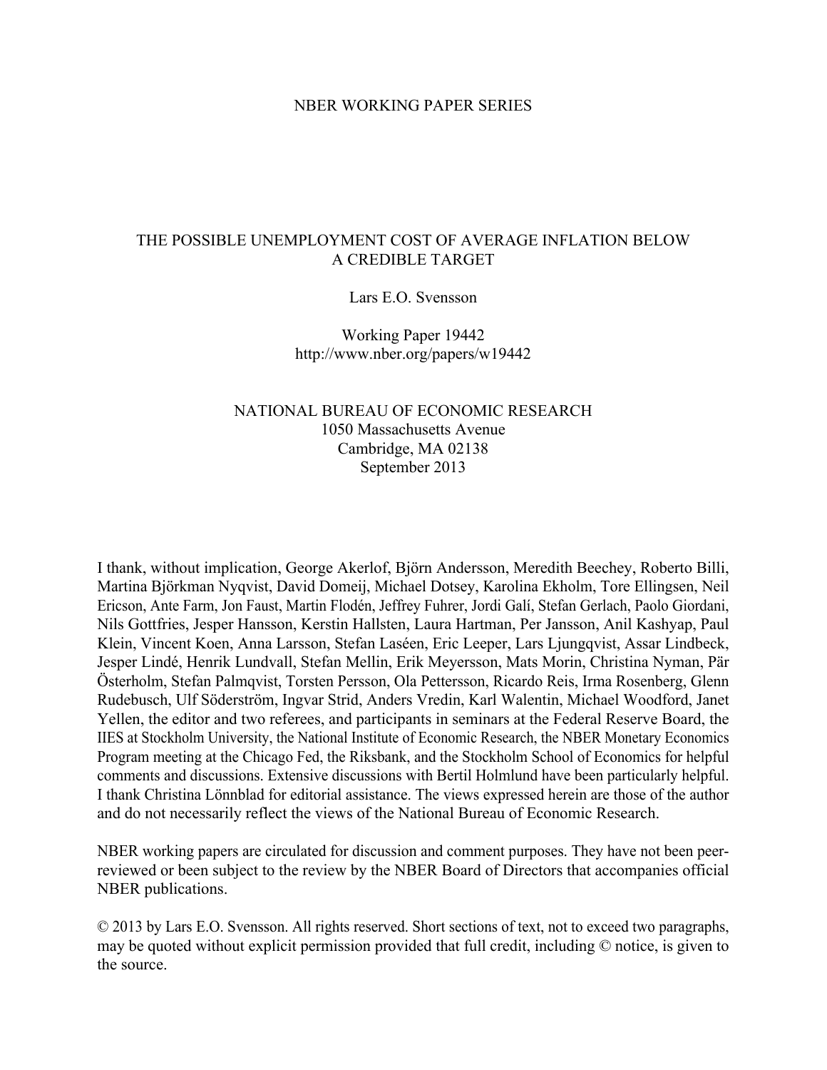NBER WORKING PAPER SERIES

# THE POSSIBLE UNEMPLOYMENT COST OF AVERAGE INFLATION BELOW A CREDIBLE TARGET

Lars E.O. Svensson

Working Paper 19442
http://www.nber.org/papers/w19442

NATIONAL BUREAU OF ECONOMIC RESEARCH
1050 Massachusetts Avenue
Cambridge, MA 02138
September 2013

I thank, without implication, George Akerlof, Björn Andersson, Meredith Beechey, Roberto Billi, Martina Björkman Nyqvist, David Domeij, Michael Dotsey, Karolina Ekholm, Tore Ellingsen, Neil Ericson, Ante Farm, Jon Faust, Martin Flodén, Jeffrey Fuhrer, Jordi Galí, Stefan Gerlach, Paolo Giordani, Nils Gottfries, Jesper Hansson, Kerstin Hallsten, Laura Hartman, Per Jansson, Anil Kashyap, Paul Klein, Vincent Koen, Anna Larsson, Stefan Laséen, Eric Leeper, Lars Ljungqvist, Assar Lindbeck, Jesper Lindé, Henrik Lundvall, Stefan Mellin, Erik Meyersson, Mats Morin, Christina Nyman, Pär Österholm, Stefan Palmqvist, Torsten Persson, Ola Pettersson, Ricardo Reis, Irma Rosenberg, Glenn Rudebusch, Ulf Söderström, Ingvar Strid, Anders Vredin, Karl Walentin, Michael Woodford, Janet Yellen, the editor and two referees, and participants in seminars at the Federal Reserve Board, the IIES at Stockholm University, the National Institute of Economic Research, the NBER Monetary Economics Program meeting at the Chicago Fed, the Riksbank, and the Stockholm School of Economics for helpful comments and discussions. Extensive discussions with Bertil Holmlund have been particularly helpful. I thank Christina Lönnblad for editorial assistance. The views expressed herein are those of the author and do not necessarily reflect the views of the National Bureau of Economic Research.

NBER working papers are circulated for discussion and comment purposes. They have not been peer-reviewed or been subject to the review by the NBER Board of Directors that accompanies official NBER publications.

© 2013 by Lars E.O. Svensson. All rights reserved. Short sections of text, not to exceed two paragraphs, may be quoted without explicit permission provided that full credit, including © notice, is given to the source.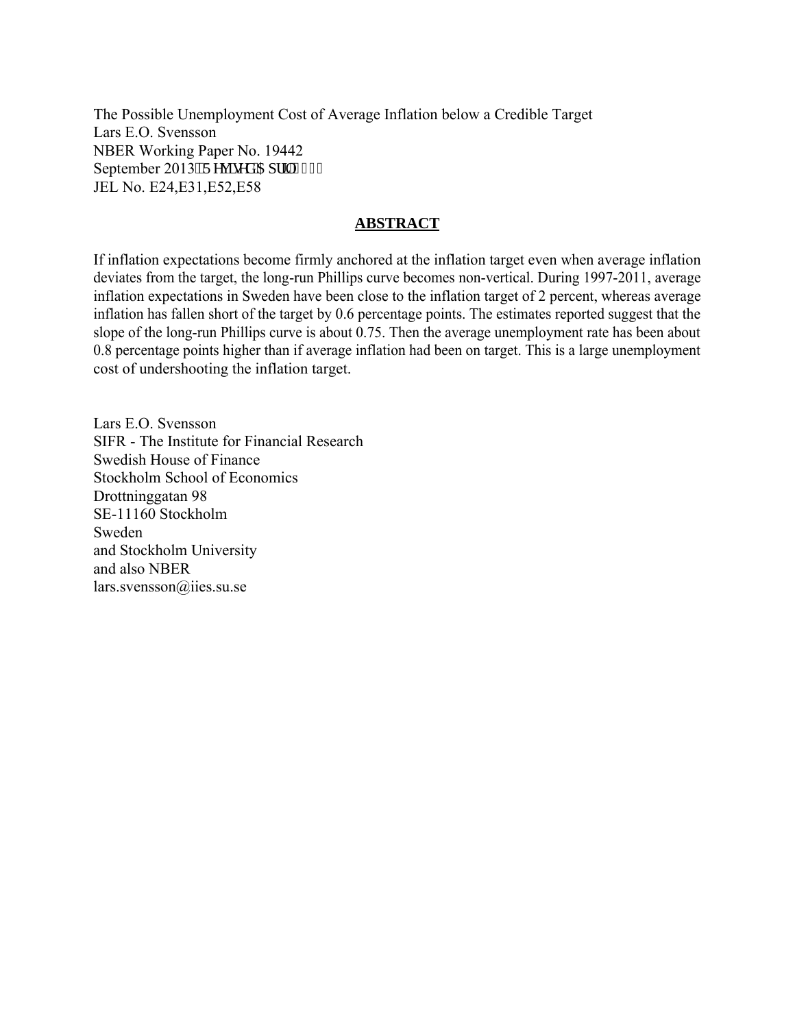The Possible Unemployment Cost of Average Inflation below a Credible Target
Lars E.O. Svensson
NBER Working Paper No. 19442
September 2013, Revised April 2014
JEL No. E24,E31,E52,E58

## ABSTRACT

If inflation expectations become firmly anchored at the inflation target even when average inflation deviates from the target, the long-run Phillips curve becomes non-vertical. During 1997-2011, average inflation expectations in Sweden have been close to the inflation target of 2 percent, whereas average inflation has fallen short of the target by 0.6 percentage points. The estimates reported suggest that the slope of the long-run Phillips curve is about 0.75. Then the average unemployment rate has been about 0.8 percentage points higher than if average inflation had been on target. This is a large unemployment cost of undershooting the inflation target.

Lars E.O. Svensson
SIFR - The Institute for Financial Research
Swedish House of Finance
Stockholm School of Economics
Drottninggatan 98
SE-11160 Stockholm
Sweden
and Stockholm University
and also NBER
lars.svensson@iies.su.se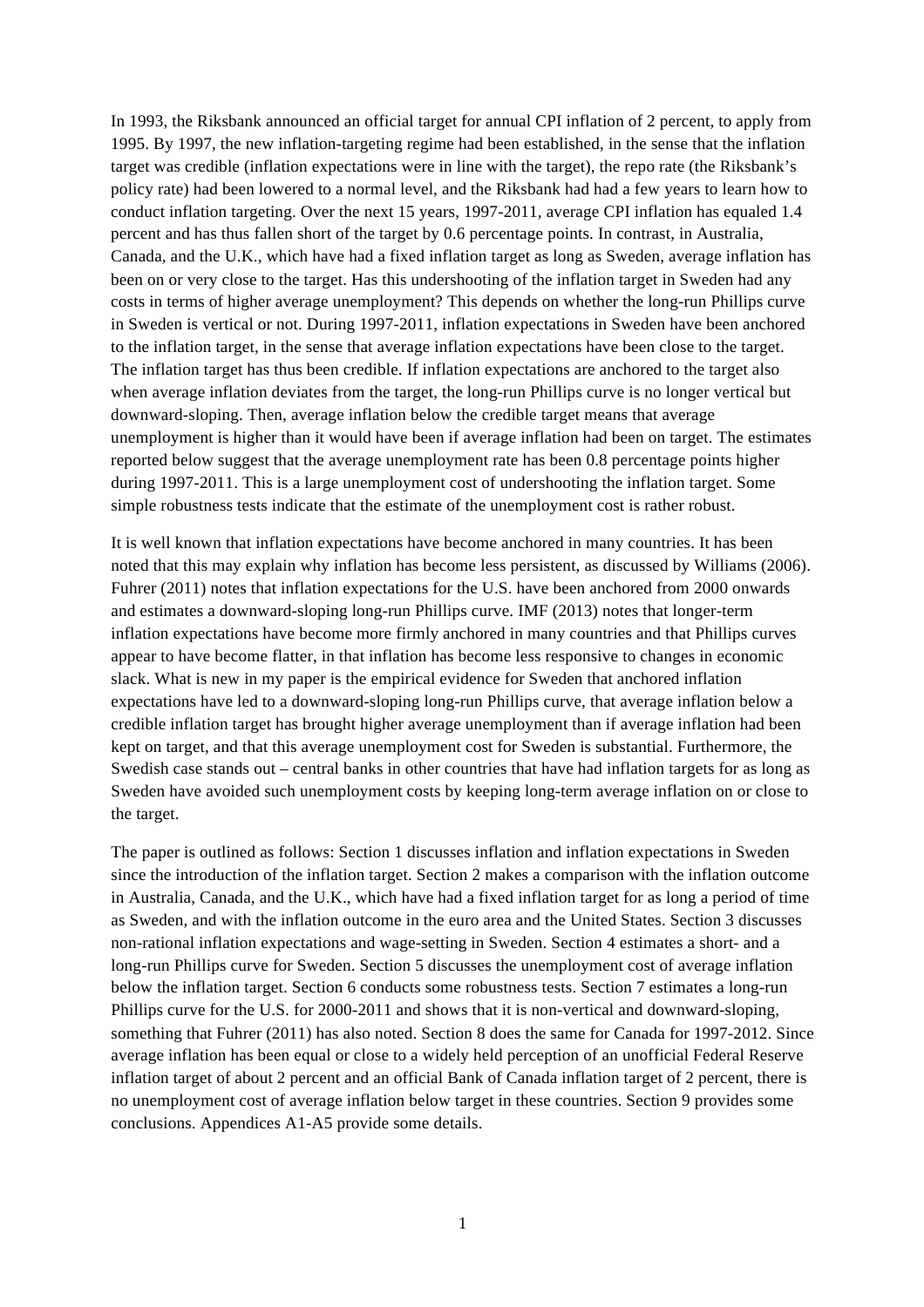In 1993, the Riksbank announced an official target for annual CPI inflation of 2 percent, to apply from 1995. By 1997, the new inflation-targeting regime had been established, in the sense that the inflation target was credible (inflation expectations were in line with the target), the repo rate (the Riksbank's policy rate) had been lowered to a normal level, and the Riksbank had had a few years to learn how to conduct inflation targeting. Over the next 15 years, 1997-2011, average CPI inflation has equaled 1.4 percent and has thus fallen short of the target by 0.6 percentage points. In contrast, in Australia, Canada, and the U.K., which have had a fixed inflation target as long as Sweden, average inflation has been on or very close to the target. Has this undershooting of the inflation target in Sweden had any costs in terms of higher average unemployment? This depends on whether the long-run Phillips curve in Sweden is vertical or not. During 1997-2011, inflation expectations in Sweden have been anchored to the inflation target, in the sense that average inflation expectations have been close to the target. The inflation target has thus been credible. If inflation expectations are anchored to the target also when average inflation deviates from the target, the long-run Phillips curve is no longer vertical but downward-sloping. Then, average inflation below the credible target means that average unemployment is higher than it would have been if average inflation had been on target. The estimates reported below suggest that the average unemployment rate has been 0.8 percentage points higher during 1997-2011. This is a large unemployment cost of undershooting the inflation target. Some simple robustness tests indicate that the estimate of the unemployment cost is rather robust.

It is well known that inflation expectations have become anchored in many countries. It has been noted that this may explain why inflation has become less persistent, as discussed by Williams (2006). Fuhrer (2011) notes that inflation expectations for the U.S. have been anchored from 2000 onwards and estimates a downward-sloping long-run Phillips curve. IMF (2013) notes that longer-term inflation expectations have become more firmly anchored in many countries and that Phillips curves appear to have become flatter, in that inflation has become less responsive to changes in economic slack. What is new in my paper is the empirical evidence for Sweden that anchored inflation expectations have led to a downward-sloping long-run Phillips curve, that average inflation below a credible inflation target has brought higher average unemployment than if average inflation had been kept on target, and that this average unemployment cost for Sweden is substantial. Furthermore, the Swedish case stands out – central banks in other countries that have had inflation targets for as long as Sweden have avoided such unemployment costs by keeping long-term average inflation on or close to the target.

The paper is outlined as follows: Section 1 discusses inflation and inflation expectations in Sweden since the introduction of the inflation target. Section 2 makes a comparison with the inflation outcome in Australia, Canada, and the U.K., which have had a fixed inflation target for as long a period of time as Sweden, and with the inflation outcome in the euro area and the United States. Section 3 discusses non-rational inflation expectations and wage-setting in Sweden. Section 4 estimates a short- and a long-run Phillips curve for Sweden. Section 5 discusses the unemployment cost of average inflation below the inflation target. Section 6 conducts some robustness tests. Section 7 estimates a long-run Phillips curve for the U.S. for 2000-2011 and shows that it is non-vertical and downward-sloping, something that Fuhrer (2011) has also noted. Section 8 does the same for Canada for 1997-2012. Since average inflation has been equal or close to a widely held perception of an unofficial Federal Reserve inflation target of about 2 percent and an official Bank of Canada inflation target of 2 percent, there is no unemployment cost of average inflation below target in these countries. Section 9 provides some conclusions. Appendices A1-A5 provide some details.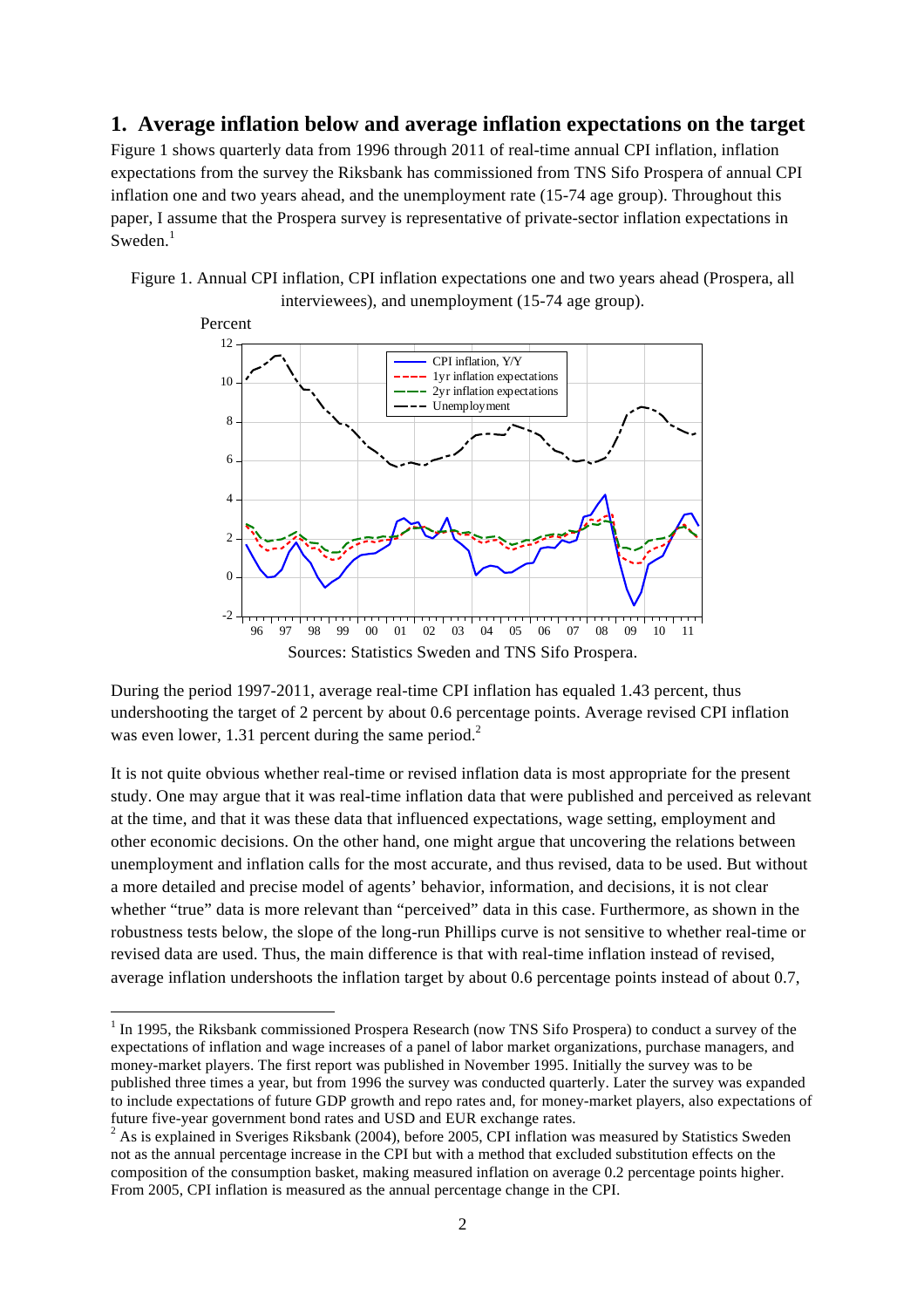## 1. Average inflation below and average inflation expectations on the target

Figure 1 shows quarterly data from 1996 through 2011 of real-time annual CPI inflation, inflation expectations from the survey the Riksbank has commissioned from TNS Sifo Prospera of annual CPI inflation one and two years ahead, and the unemployment rate (15-74 age group). Throughout this paper, I assume that the Prospera survey is representative of private-sector inflation expectations in Sweden.[1]

Figure 1. Annual CPI inflation, CPI inflation expectations one and two years ahead (Prospera, all interviewees), and unemployment (15-74 age group).

Sources: Statistics Sweden and TNS Sifo Prospera.

During the period 1997-2011, average real-time CPI inflation has equaled 1.43 percent, thus undershooting the target of 2 percent by about 0.6 percentage points. Average revised CPI inflation was even lower, 1.31 percent during the same period.[2]

It is not quite obvious whether real-time or revised inflation data is most appropriate for the present study. One may argue that it was real-time inflation data that were published and perceived as relevant at the time, and that it was these data that influenced expectations, wage setting, employment and other economic decisions. On the other hand, one might argue that uncovering the relations between unemployment and inflation calls for the most accurate, and thus revised, data to be used. But without a more detailed and precise model of agents' behavior, information, and decisions, it is not clear whether "true" data is more relevant than "perceived" data in this case. Furthermore, as shown in the robustness tests below, the slope of the long-run Phillips curve is not sensitive to whether real-time or revised data are used. Thus, the main difference is that with real-time inflation instead of revised, average inflation undershoots the inflation target by about 0.6 percentage points instead of about 0.7,

---

[1] In 1995, the Riksbank commissioned Prospera Research (now TNS Sifo Prospera) to conduct a survey of the expectations of inflation and wage increases of a panel of labor market organizations, purchase managers, and money-market players. The first report was published in November 1995. Initially the survey was to be published three times a year, but from 1996 the survey was conducted quarterly. Later the survey was expanded to include expectations of future GDP growth and repo rates and, for money-market players, also expectations of future five-year government bond rates and USD and EUR exchange rates.

[2] As is explained in Sveriges Riksbank (2004), before 2005, CPI inflation was measured by Statistics Sweden not as the annual percentage increase in the CPI but with a method that excluded substitution effects on the composition of the consumption basket, making measured inflation on average 0.2 percentage points higher. From 2005, CPI inflation is measured as the annual percentage change in the CPI.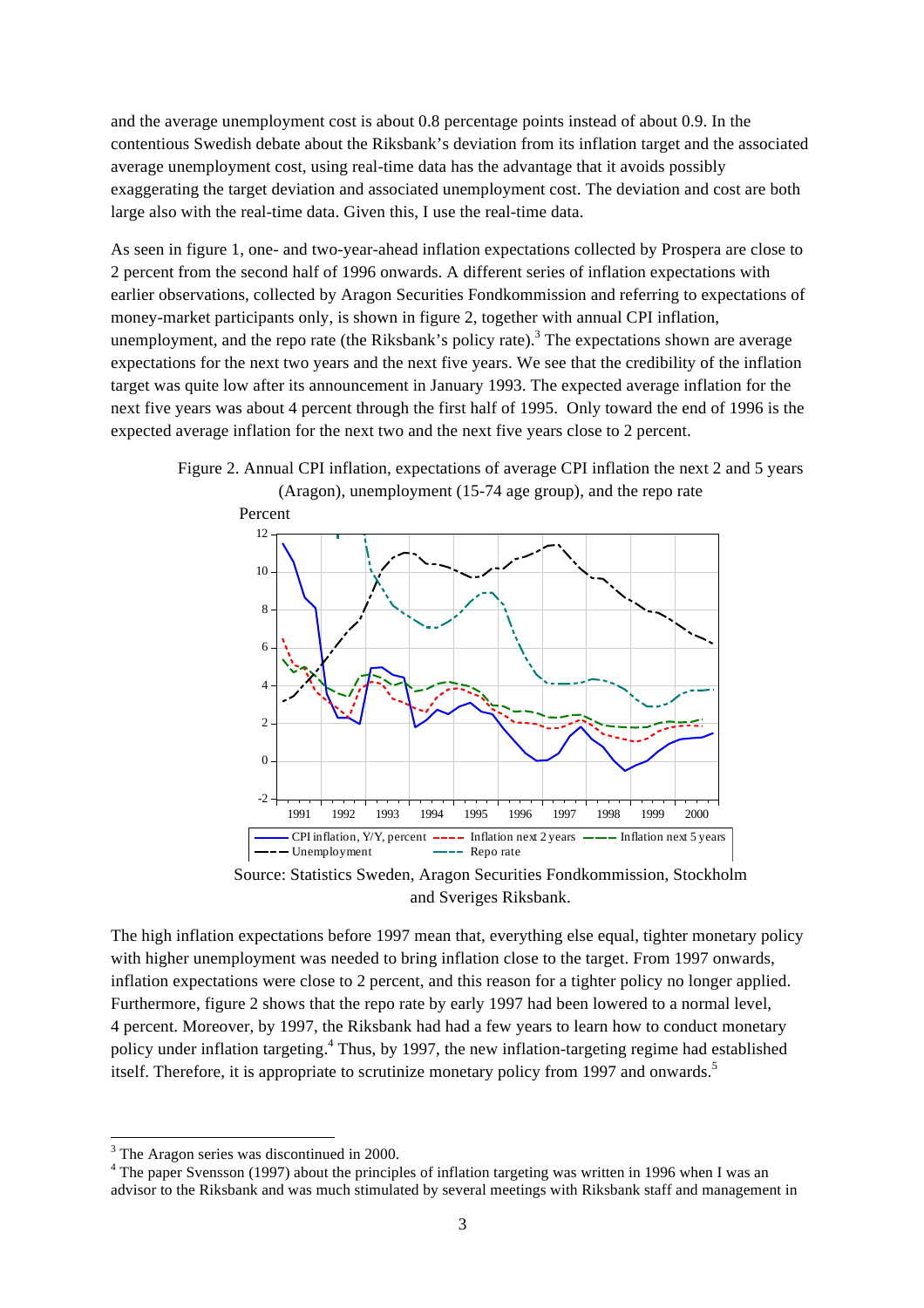and the average unemployment cost is about 0.8 percentage points instead of about 0.9. In the contentious Swedish debate about the Riksbank's deviation from its inflation target and the associated average unemployment cost, using real-time data has the advantage that it avoids possibly exaggerating the target deviation and associated unemployment cost. The deviation and cost are both large also with the real-time data. Given this, I use the real-time data.

As seen in figure 1, one- and two-year-ahead inflation expectations collected by Prospera are close to 2 percent from the second half of 1996 onwards. A different series of inflation expectations with earlier observations, collected by Aragon Securities Fondkommission and referring to expectations of money-market participants only, is shown in figure 2, together with annual CPI inflation, unemployment, and the repo rate (the Riksbank's policy rate).[3] The expectations shown are average expectations for the next two years and the next five years. We see that the credibility of the inflation target was quite low after its announcement in January 1993. The expected average inflation for the next five years was about 4 percent through the first half of 1995. Only toward the end of 1996 is the expected average inflation for the next two and the next five years close to 2 percent.

Figure 2. Annual CPI inflation, expectations of average CPI inflation the next 2 and 5 years (Aragon), unemployment (15-74 age group), and the repo rate

Source: Statistics Sweden, Aragon Securities Fondkommission, Stockholm and Sveriges Riksbank.

The high inflation expectations before 1997 mean that, everything else equal, tighter monetary policy with higher unemployment was needed to bring inflation close to the target. From 1997 onwards, inflation expectations were close to 2 percent, and this reason for a tighter policy no longer applied. Furthermore, figure 2 shows that the repo rate by early 1997 had been lowered to a normal level, 4 percent. Moreover, by 1997, the Riksbank had had a few years to learn how to conduct monetary policy under inflation targeting.[4] Thus, by 1997, the new inflation-targeting regime had established itself. Therefore, it is appropriate to scrutinize monetary policy from 1997 and onwards.[5]

[3] The Aragon series was discontinued in 2000.

[4] The paper Svensson (1997) about the principles of inflation targeting was written in 1996 when I was an advisor to the Riksbank and was much stimulated by several meetings with Riksbank staff and management in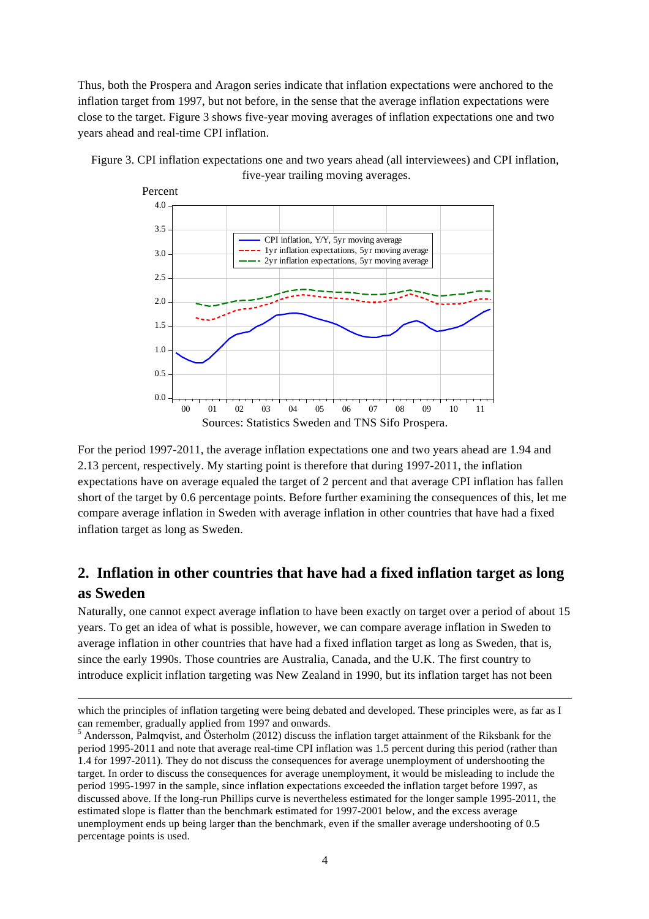Thus, both the Prospera and Aragon series indicate that inflation expectations were anchored to the inflation target from 1997, but not before, in the sense that the average inflation expectations were close to the target. Figure 3 shows five-year moving averages of inflation expectations one and two years ahead and real-time CPI inflation.

Figure 3. CPI inflation expectations one and two years ahead (all interviewees) and CPI inflation, five-year trailing moving averages.

Sources: Statistics Sweden and TNS Sifo Prospera.

For the period 1997-2011, the average inflation expectations one and two years ahead are 1.94 and 2.13 percent, respectively. My starting point is therefore that during 1997-2011, the inflation expectations have on average equaled the target of 2 percent and that average CPI inflation has fallen short of the target by 0.6 percentage points. Before further examining the consequences of this, let me compare average inflation in Sweden with average inflation in other countries that have had a fixed inflation target as long as Sweden.

## 2. Inflation in other countries that have had a fixed inflation target as long as Sweden

Naturally, one cannot expect average inflation to have been exactly on target over a period of about 15 years. To get an idea of what is possible, however, we can compare average inflation in Sweden to average inflation in other countries that have had a fixed inflation target as long as Sweden, that is, since the early 1990s. Those countries are Australia, Canada, and the U.K. The first country to introduce explicit inflation targeting was New Zealand in 1990, but its inflation target has not been

---

which the principles of inflation targeting were being debated and developed. These principles were, as far as I can remember, gradually applied from 1997 and onwards.

[5] Andersson, Palmqvist, and Österholm (2012) discuss the inflation target attainment of the Riksbank for the period 1995-2011 and note that average real-time CPI inflation was 1.5 percent during this period (rather than 1.4 for 1997-2011). They do not discuss the consequences for average unemployment of undershooting the target. In order to discuss the consequences for average unemployment, it would be misleading to include the period 1995-1997 in the sample, since inflation expectations exceeded the inflation target before 1997, as discussed above. If the long-run Phillips curve is nevertheless estimated for the longer sample 1995-2011, the estimated slope is flatter than the benchmark estimated for 1997-2001 below, and the excess average unemployment ends up being larger than the benchmark, even if the smaller average undershooting of 0.5 percentage points is used.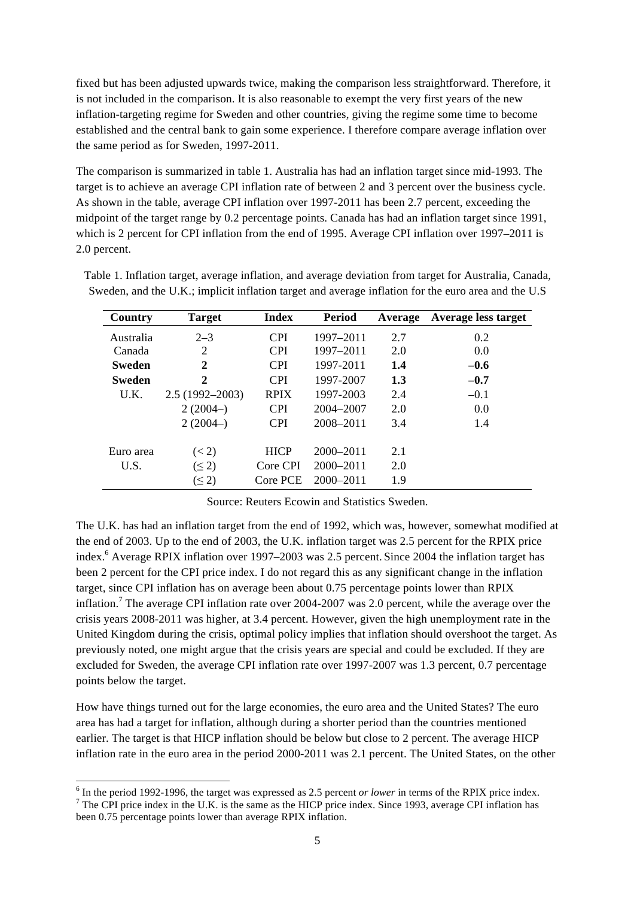fixed but has been adjusted upwards twice, making the comparison less straightforward. Therefore, it is not included in the comparison. It is also reasonable to exempt the very first years of the new inflation-targeting regime for Sweden and other countries, giving the regime some time to become established and the central bank to gain some experience. I therefore compare average inflation over the same period as for Sweden, 1997-2011.

The comparison is summarized in table 1. Australia has had an inflation target since mid-1993. The target is to achieve an average CPI inflation rate of between 2 and 3 percent over the business cycle. As shown in the table, average CPI inflation over 1997-2011 has been 2.7 percent, exceeding the midpoint of the target range by 0.2 percentage points. Canada has had an inflation target since 1991, which is 2 percent for CPI inflation from the end of 1995. Average CPI inflation over 1997–2011 is 2.0 percent.

Table 1. Inflation target, average inflation, and average deviation from target for Australia, Canada, Sweden, and the U.K.; implicit inflation target and average inflation for the euro area and the U.S

| Country | Target | Index | Period | Average | Average less target |
|---|---|---|---|---|---|
| Australia | 2–3 | CPI | 1997–2011 | 2.7 | 0.2 |
| Canada | 2 | CPI | 1997–2011 | 2.0 | 0.0 |
| **Sweden** | **2** | CPI | 1997-2011 | **1.4** | **–0.6** |
| **Sweden** | **2** | CPI | 1997-2007 | **1.3** | **–0.7** |
| U.K. | 2.5 (1992–2003) | RPIX | 1997-2003 | 2.4 | –0.1 |
| | 2 (2004–) | CPI | 2004–2007 | 2.0 | 0.0 |
| | 2 (2004–) | CPI | 2008–2011 | 3.4 | 1.4 |
| Euro area | (< 2) | HICP | 2000–2011 | 2.1 | |
| U.S. | (≤ 2) | Core CPI | 2000–2011 | 2.0 | |
| | (≤ 2) | Core PCE | 2000–2011 | 1.9 | |

Source: Reuters Ecowin and Statistics Sweden.

The U.K. has had an inflation target from the end of 1992, which was, however, somewhat modified at the end of 2003. Up to the end of 2003, the U.K. inflation target was 2.5 percent for the RPIX price index.[6] Average RPIX inflation over 1997–2003 was 2.5 percent. Since 2004 the inflation target has been 2 percent for the CPI price index. I do not regard this as any significant change in the inflation target, since CPI inflation has on average been about 0.75 percentage points lower than RPIX inflation.[7] The average CPI inflation rate over 2004-2007 was 2.0 percent, while the average over the crisis years 2008-2011 was higher, at 3.4 percent. However, given the high unemployment rate in the United Kingdom during the crisis, optimal policy implies that inflation should overshoot the target. As previously noted, one might argue that the crisis years are special and could be excluded. If they are excluded for Sweden, the average CPI inflation rate over 1997-2007 was 1.3 percent, 0.7 percentage points below the target.

How have things turned out for the large economies, the euro area and the United States? The euro area has had a target for inflation, although during a shorter period than the countries mentioned earlier. The target is that HICP inflation should be below but close to 2 percent. The average HICP inflation rate in the euro area in the period 2000-2011 was 2.1 percent. The United States, on the other

[6] In the period 1992-1996, the target was expressed as 2.5 percent *or lower* in terms of the RPIX price index.

[7] The CPI price index in the U.K. is the same as the HICP price index. Since 1993, average CPI inflation has been 0.75 percentage points lower than average RPIX inflation.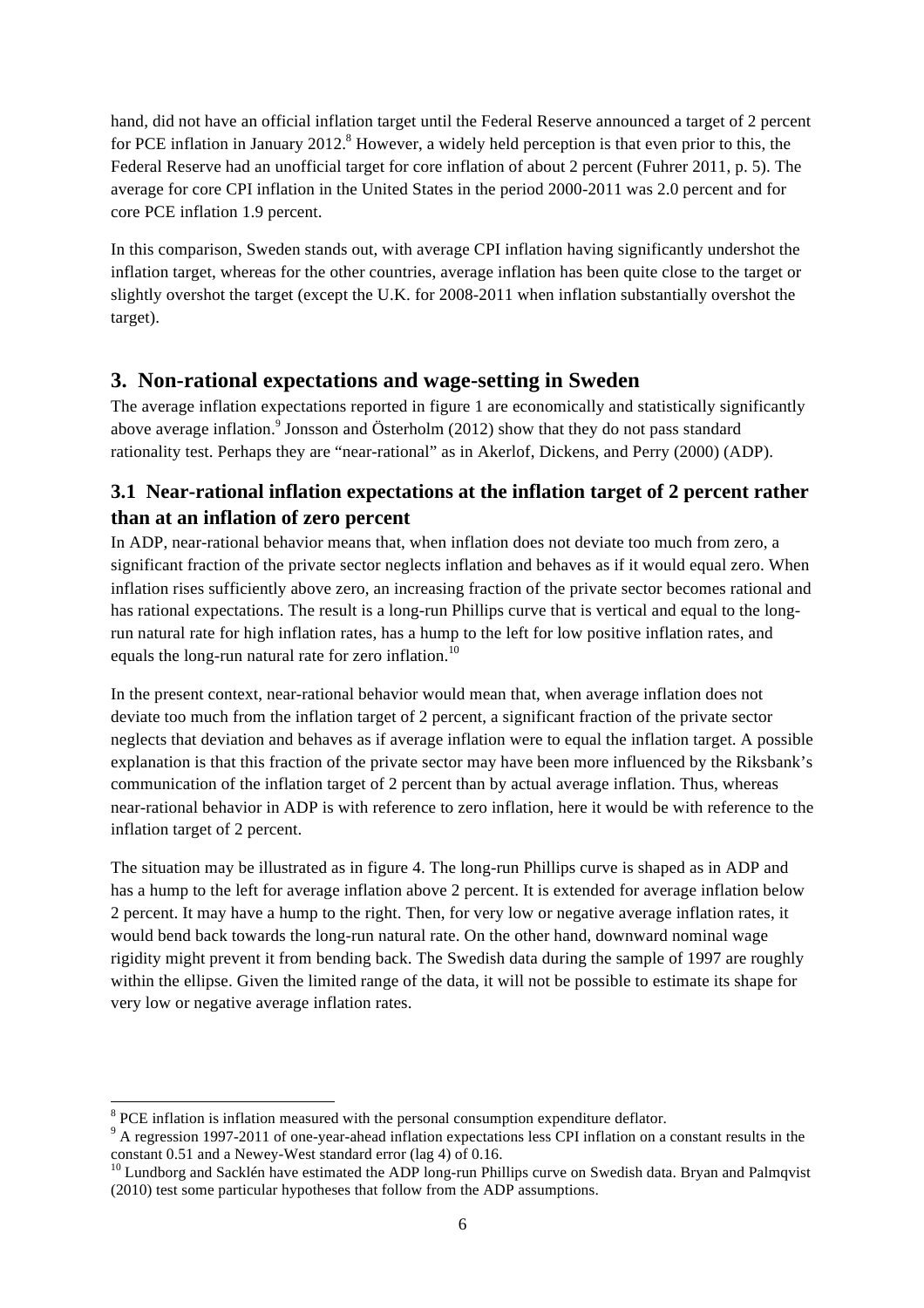hand, did not have an official inflation target until the Federal Reserve announced a target of 2 percent for PCE inflation in January 2012.[8] However, a widely held perception is that even prior to this, the Federal Reserve had an unofficial target for core inflation of about 2 percent (Fuhrer 2011, p. 5). The average for core CPI inflation in the United States in the period 2000-2011 was 2.0 percent and for core PCE inflation 1.9 percent.

In this comparison, Sweden stands out, with average CPI inflation having significantly undershot the inflation target, whereas for the other countries, average inflation has been quite close to the target or slightly overshot the target (except the U.K. for 2008-2011 when inflation substantially overshot the target).

## 3. Non-rational expectations and wage-setting in Sweden

The average inflation expectations reported in figure 1 are economically and statistically significantly above average inflation.[9] Jonsson and Österholm (2012) show that they do not pass standard rationality test. Perhaps they are "near-rational" as in Akerlof, Dickens, and Perry (2000) (ADP).

### 3.1 Near-rational inflation expectations at the inflation target of 2 percent rather than at an inflation of zero percent

In ADP, near-rational behavior means that, when inflation does not deviate too much from zero, a significant fraction of the private sector neglects inflation and behaves as if it would equal zero. When inflation rises sufficiently above zero, an increasing fraction of the private sector becomes rational and has rational expectations. The result is a long-run Phillips curve that is vertical and equal to the long-run natural rate for high inflation rates, has a hump to the left for low positive inflation rates, and equals the long-run natural rate for zero inflation.[10]

In the present context, near-rational behavior would mean that, when average inflation does not deviate too much from the inflation target of 2 percent, a significant fraction of the private sector neglects that deviation and behaves as if average inflation were to equal the inflation target. A possible explanation is that this fraction of the private sector may have been more influenced by the Riksbank's communication of the inflation target of 2 percent than by actual average inflation. Thus, whereas near-rational behavior in ADP is with reference to zero inflation, here it would be with reference to the inflation target of 2 percent.

The situation may be illustrated as in figure 4. The long-run Phillips curve is shaped as in ADP and has a hump to the left for average inflation above 2 percent. It is extended for average inflation below 2 percent. It may have a hump to the right. Then, for very low or negative average inflation rates, it would bend back towards the long-run natural rate. On the other hand, downward nominal wage rigidity might prevent it from bending back. The Swedish data during the sample of 1997 are roughly within the ellipse. Given the limited range of the data, it will not be possible to estimate its shape for very low or negative average inflation rates.

---

[8] PCE inflation is inflation measured with the personal consumption expenditure deflator.

[9] A regression 1997-2011 of one-year-ahead inflation expectations less CPI inflation on a constant results in the constant 0.51 and a Newey-West standard error (lag 4) of 0.16.

[10] Lundborg and Sacklén have estimated the ADP long-run Phillips curve on Swedish data. Bryan and Palmqvist (2010) test some particular hypotheses that follow from the ADP assumptions.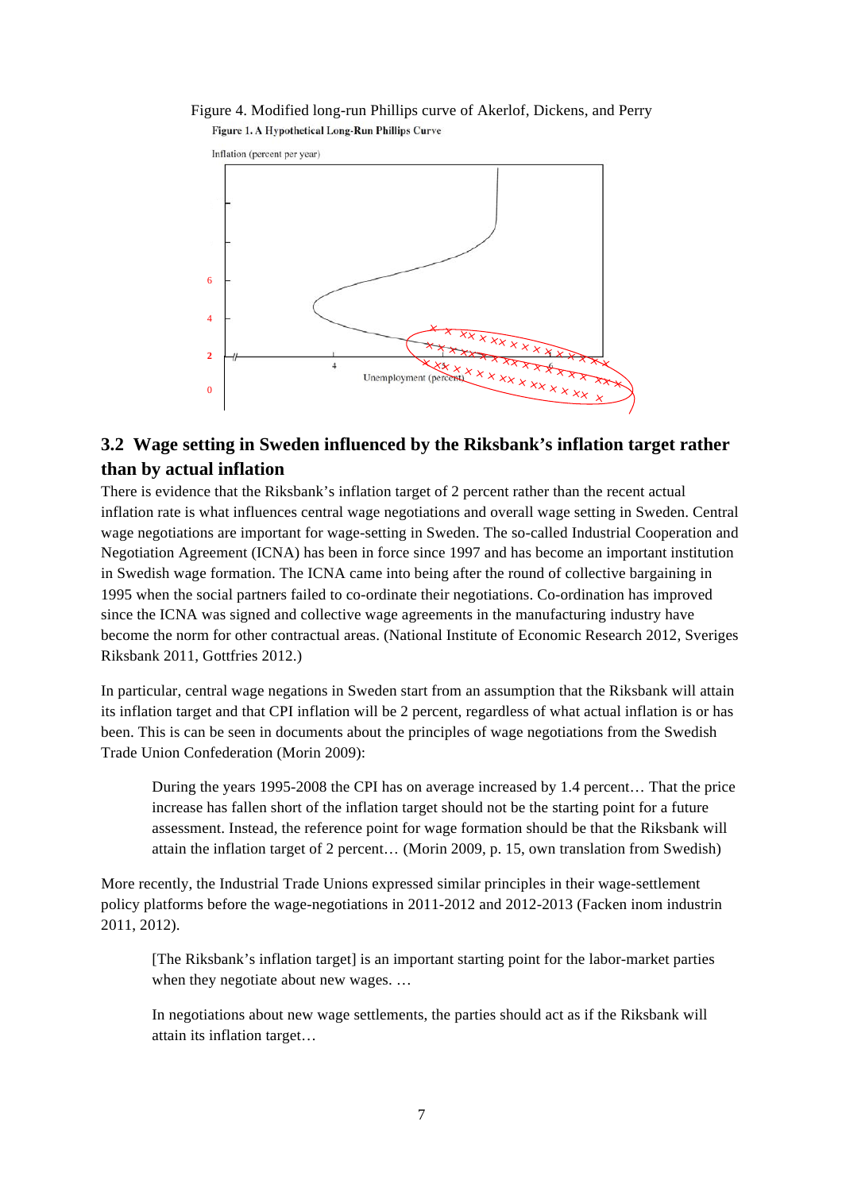Figure 4. Modified long-run Phillips curve of Akerlof, Dickens, and Perry

## 3.2 Wage setting in Sweden influenced by the Riksbank's inflation target rather than by actual inflation

There is evidence that the Riksbank's inflation target of 2 percent rather than the recent actual inflation rate is what influences central wage negotiations and overall wage setting in Sweden. Central wage negotiations are important for wage-setting in Sweden. The so-called Industrial Cooperation and Negotiation Agreement (ICNA) has been in force since 1997 and has become an important institution in Swedish wage formation. The ICNA came into being after the round of collective bargaining in 1995 when the social partners failed to co-ordinate their negotiations. Co-ordination has improved since the ICNA was signed and collective wage agreements in the manufacturing industry have become the norm for other contractual areas. (National Institute of Economic Research 2012, Sveriges Riksbank 2011, Gottfries 2012.)

In particular, central wage negations in Sweden start from an assumption that the Riksbank will attain its inflation target and that CPI inflation will be 2 percent, regardless of what actual inflation is or has been. This is can be seen in documents about the principles of wage negotiations from the Swedish Trade Union Confederation (Morin 2009):

> During the years 1995-2008 the CPI has on average increased by 1.4 percent… That the price increase has fallen short of the inflation target should not be the starting point for a future assessment. Instead, the reference point for wage formation should be that the Riksbank will attain the inflation target of 2 percent… (Morin 2009, p. 15, own translation from Swedish)

More recently, the Industrial Trade Unions expressed similar principles in their wage-settlement policy platforms before the wage-negotiations in 2011-2012 and 2012-2013 (Facken inom industrin 2011, 2012).

> [The Riksbank's inflation target] is an important starting point for the labor-market parties when they negotiate about new wages. …
>
> In negotiations about new wage settlements, the parties should act as if the Riksbank will attain its inflation target…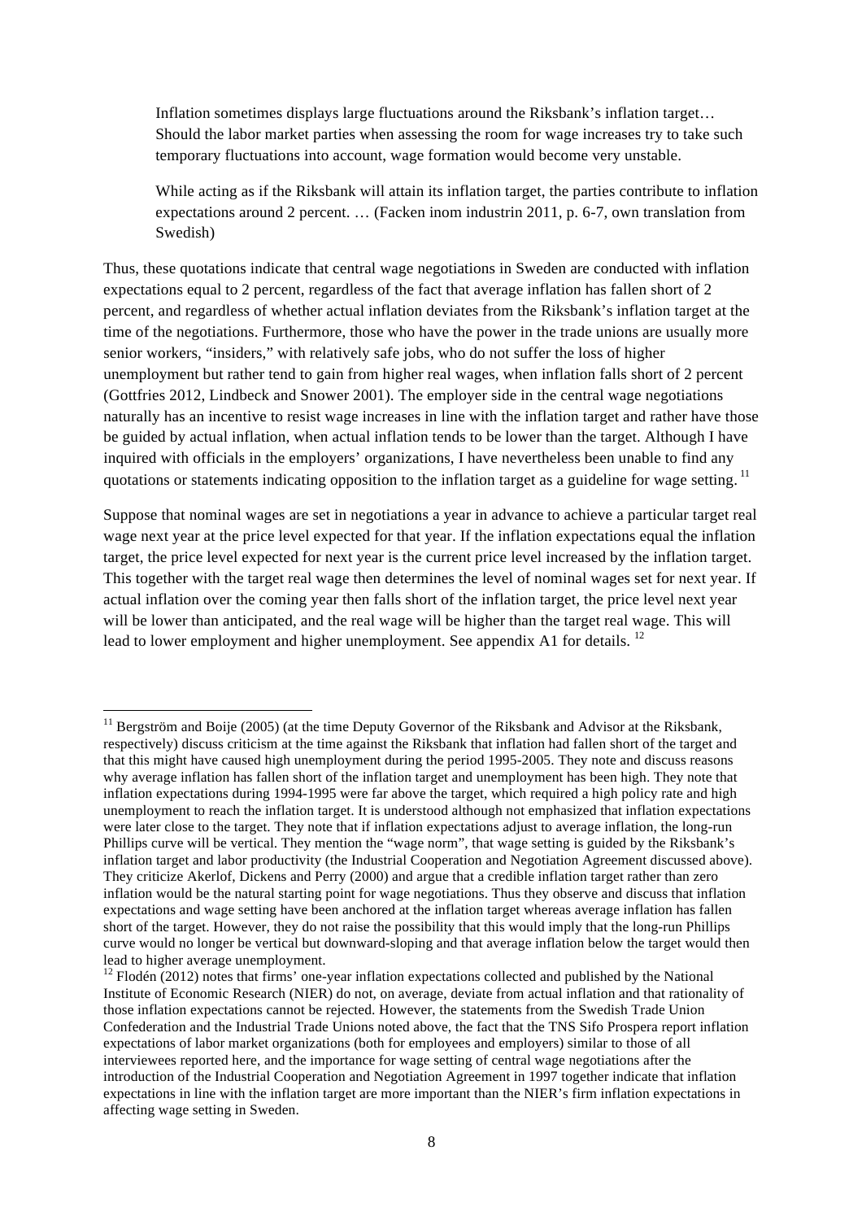> Inflation sometimes displays large fluctuations around the Riksbank's inflation target… Should the labor market parties when assessing the room for wage increases try to take such temporary fluctuations into account, wage formation would become very unstable.
>
> While acting as if the Riksbank will attain its inflation target, the parties contribute to inflation expectations around 2 percent. … (Facken inom industrin 2011, p. 6-7, own translation from Swedish)

Thus, these quotations indicate that central wage negotiations in Sweden are conducted with inflation expectations equal to 2 percent, regardless of the fact that average inflation has fallen short of 2 percent, and regardless of whether actual inflation deviates from the Riksbank's inflation target at the time of the negotiations. Furthermore, those who have the power in the trade unions are usually more senior workers, "insiders," with relatively safe jobs, who do not suffer the loss of higher unemployment but rather tend to gain from higher real wages, when inflation falls short of 2 percent (Gottfries 2012, Lindbeck and Snower 2001). The employer side in the central wage negotiations naturally has an incentive to resist wage increases in line with the inflation target and rather have those be guided by actual inflation, when actual inflation tends to be lower than the target. Although I have inquired with officials in the employers' organizations, I have nevertheless been unable to find any quotations or statements indicating opposition to the inflation target as a guideline for wage setting.[11]

Suppose that nominal wages are set in negotiations a year in advance to achieve a particular target real wage next year at the price level expected for that year. If the inflation expectations equal the inflation target, the price level expected for next year is the current price level increased by the inflation target. This together with the target real wage then determines the level of nominal wages set for next year. If actual inflation over the coming year then falls short of the inflation target, the price level next year will be lower than anticipated, and the real wage will be higher than the target real wage. This will lead to lower employment and higher unemployment. See appendix A1 for details.[12]

---

[11] Bergström and Boije (2005) (at the time Deputy Governor of the Riksbank and Advisor at the Riksbank, respectively) discuss criticism at the time against the Riksbank that inflation had fallen short of the target and that this might have caused high unemployment during the period 1995-2005. They note and discuss reasons why average inflation has fallen short of the inflation target and unemployment has been high. They note that inflation expectations during 1994-1995 were far above the target, which required a high policy rate and high unemployment to reach the inflation target. It is understood although not emphasized that inflation expectations were later close to the target. They note that if inflation expectations adjust to average inflation, the long-run Phillips curve will be vertical. They mention the "wage norm", that wage setting is guided by the Riksbank's inflation target and labor productivity (the Industrial Cooperation and Negotiation Agreement discussed above). They criticize Akerlof, Dickens and Perry (2000) and argue that a credible inflation target rather than zero inflation would be the natural starting point for wage negotiations. Thus they observe and discuss that inflation expectations and wage setting have been anchored at the inflation target whereas average inflation has fallen short of the target. However, they do not raise the possibility that this would imply that the long-run Phillips curve would no longer be vertical but downward-sloping and that average inflation below the target would then lead to higher average unemployment.

[12] Flodén (2012) notes that firms' one-year inflation expectations collected and published by the National Institute of Economic Research (NIER) do not, on average, deviate from actual inflation and that rationality of those inflation expectations cannot be rejected. However, the statements from the Swedish Trade Union Confederation and the Industrial Trade Unions noted above, the fact that the TNS Sifo Prospera report inflation expectations of labor market organizations (both for employees and employers) similar to those of all interviewees reported here, and the importance for wage setting of central wage negotiations after the introduction of the Industrial Cooperation and Negotiation Agreement in 1997 together indicate that inflation expectations in line with the inflation target are more important than the NIER's firm inflation expectations in affecting wage setting in Sweden.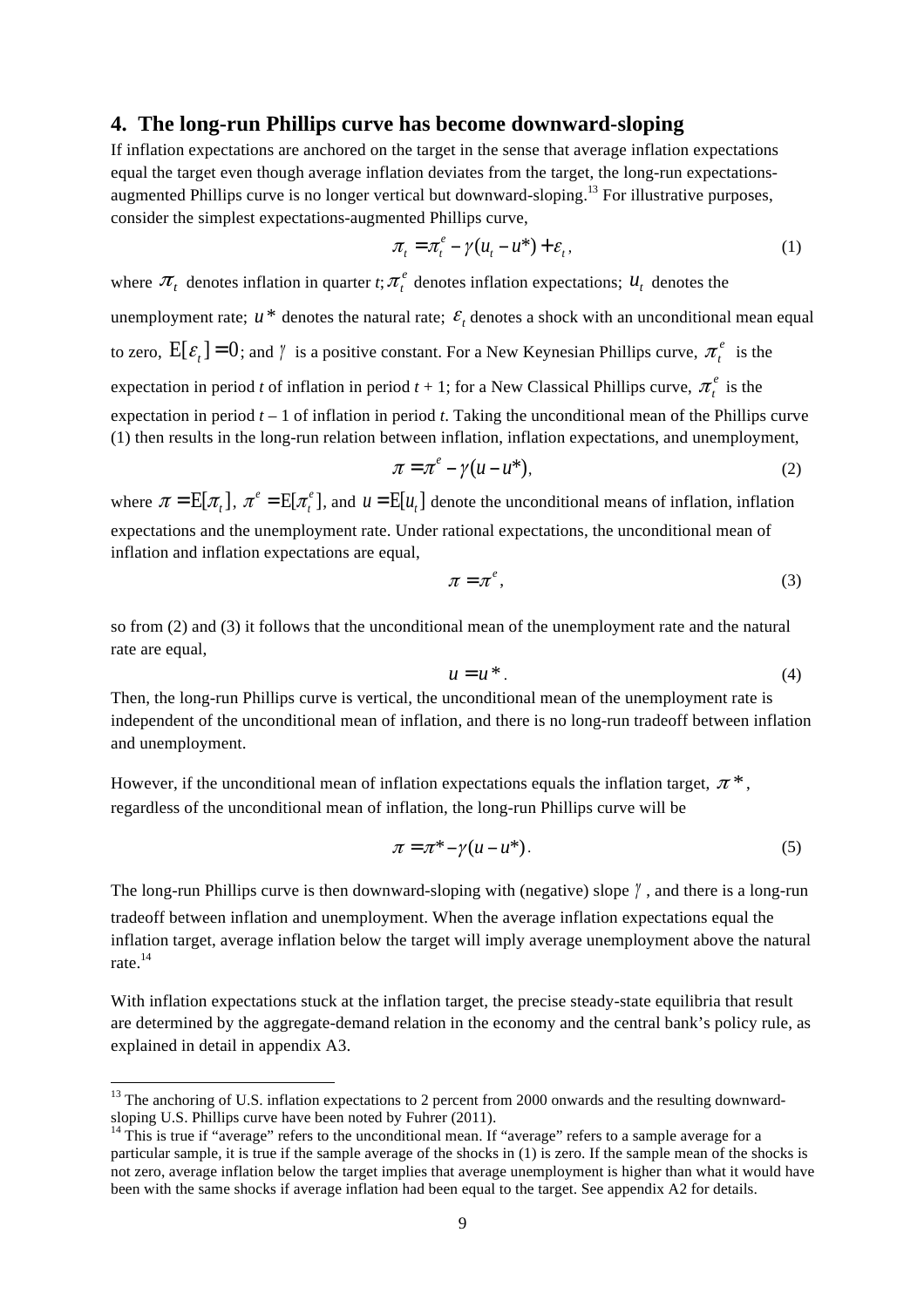## 4. The long-run Phillips curve has become downward-sloping

If inflation expectations are anchored on the target in the sense that average inflation expectations equal the target even though average inflation deviates from the target, the long-run expectations-augmented Phillips curve is no longer vertical but downward-sloping.[13] For illustrative purposes, consider the simplest expectations-augmented Phillips curve,

$$\pi_t = \pi_t^e - \gamma(u_t - u^*) + \varepsilon_t, \tag{1}$$

where $\pi_t$ denotes inflation in quarter $t$; $\pi_t^e$ denotes inflation expectations; $u_t$ denotes the unemployment rate; $u^*$ denotes the natural rate; $\varepsilon_t$ denotes a shock with an unconditional mean equal to zero, $\mathrm{E}[\varepsilon_t] = 0$; and $\gamma$ is a positive constant. For a New Keynesian Phillips curve, $\pi_t^e$ is the expectation in period $t$ of inflation in period $t + 1$; for a New Classical Phillips curve, $\pi_t^e$ is the expectation in period $t - 1$ of inflation in period $t$. Taking the unconditional mean of the Phillips curve (1) then results in the long-run relation between inflation, inflation expectations, and unemployment,

$$\pi = \pi^e - \gamma(u - u^*), \tag{2}$$

where $\pi = \mathrm{E}[\pi_t]$, $\pi^e = \mathrm{E}[\pi_t^e]$, and $u = \mathrm{E}[u_t]$ denote the unconditional means of inflation, inflation expectations and the unemployment rate. Under rational expectations, the unconditional mean of inflation and inflation expectations are equal,

$$\pi = \pi^e, \tag{3}$$

so from (2) and (3) it follows that the unconditional mean of the unemployment rate and the natural rate are equal,

$$u = u^*. \tag{4}$$

Then, the long-run Phillips curve is vertical, the unconditional mean of the unemployment rate is independent of the unconditional mean of inflation, and there is no long-run tradeoff between inflation and unemployment.

However, if the unconditional mean of inflation expectations equals the inflation target, $\pi^*$, regardless of the unconditional mean of inflation, the long-run Phillips curve will be

$$\pi = \pi^* - \gamma(u - u^*). \tag{5}$$

The long-run Phillips curve is then downward-sloping with (negative) slope $\gamma$, and there is a long-run tradeoff between inflation and unemployment. When the average inflation expectations equal the inflation target, average inflation below the target will imply average unemployment above the natural rate.[14]

With inflation expectations stuck at the inflation target, the precise steady-state equilibria that result are determined by the aggregate-demand relation in the economy and the central bank's policy rule, as explained in detail in appendix A3.

---

[13] The anchoring of U.S. inflation expectations to 2 percent from 2000 onwards and the resulting downward-sloping U.S. Phillips curve have been noted by Fuhrer (2011).

[14] This is true if "average" refers to the unconditional mean. If "average" refers to a sample average for a particular sample, it is true if the sample average of the shocks in (1) is zero. If the sample mean of the shocks is not zero, average inflation below the target implies that average unemployment is higher than what it would have been with the same shocks if average inflation had been equal to the target. See appendix A2 for details.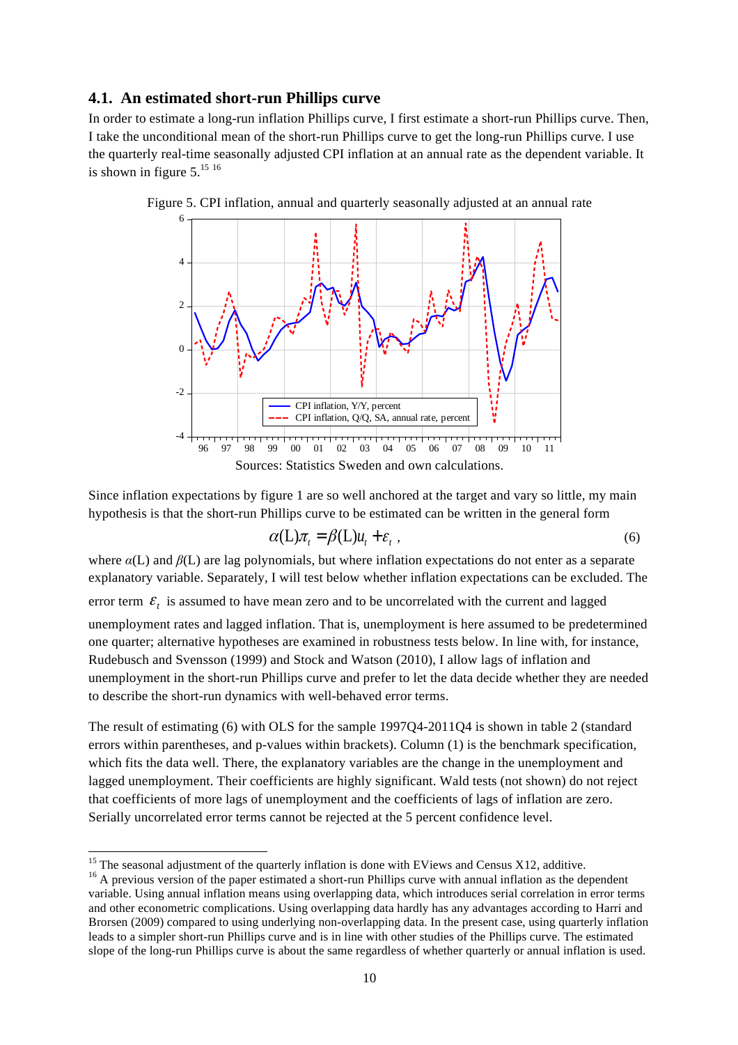### 4.1. An estimated short-run Phillips curve

In order to estimate a long-run inflation Phillips curve, I first estimate a short-run Phillips curve. Then, I take the unconditional mean of the short-run Phillips curve to get the long-run Phillips curve. I use the quarterly real-time seasonally adjusted CPI inflation at an annual rate as the dependent variable. It is shown in figure 5.[15] [16]

Figure 5. CPI inflation, annual and quarterly seasonally adjusted at an annual rate

Sources: Statistics Sweden and own calculations.

Since inflation expectations by figure 1 are so well anchored at the target and vary so little, my main hypothesis is that the short-run Phillips curve to be estimated can be written in the general form

$$\alpha(\mathrm{L})\pi_t = \beta(\mathrm{L})u_t + \varepsilon_t \,, \tag{6}$$

where $\alpha(\mathrm{L})$ and $\beta(\mathrm{L})$ are lag polynomials, but where inflation expectations do not enter as a separate explanatory variable. Separately, I will test below whether inflation expectations can be excluded. The error term $\varepsilon_t$ is assumed to have mean zero and to be uncorrelated with the current and lagged unemployment rates and lagged inflation. That is, unemployment is here assumed to be predetermined one quarter; alternative hypotheses are examined in robustness tests below. In line with, for instance, Rudebusch and Svensson (1999) and Stock and Watson (2010), I allow lags of inflation and unemployment in the short-run Phillips curve and prefer to let the data decide whether they are needed to describe the short-run dynamics with well-behaved error terms.

The result of estimating (6) with OLS for the sample 1997Q4-2011Q4 is shown in table 2 (standard errors within parentheses, and p-values within brackets). Column (1) is the benchmark specification, which fits the data well. There, the explanatory variables are the change in the unemployment and lagged unemployment. Their coefficients are highly significant. Wald tests (not shown) do not reject that coefficients of more lags of unemployment and the coefficients of lags of inflation are zero. Serially uncorrelated error terms cannot be rejected at the 5 percent confidence level.

[15] The seasonal adjustment of the quarterly inflation is done with EViews and Census X12, additive.

[16] A previous version of the paper estimated a short-run Phillips curve with annual inflation as the dependent variable. Using annual inflation means using overlapping data, which introduces serial correlation in error terms and other econometric complications. Using overlapping data hardly has any advantages according to Harri and Brorsen (2009) compared to using underlying non-overlapping data. In the present case, using quarterly inflation leads to a simpler short-run Phillips curve and is in line with other studies of the Phillips curve. The estimated slope of the long-run Phillips curve is about the same regardless of whether quarterly or annual inflation is used.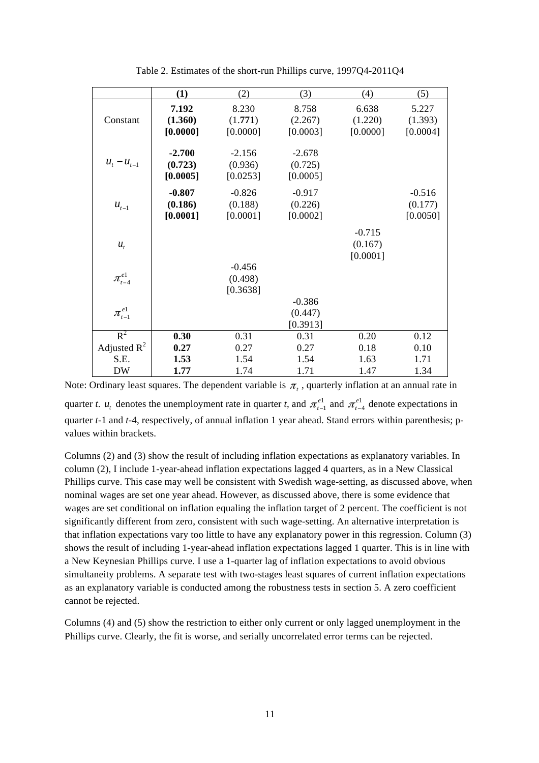Table 2. Estimates of the short-run Phillips curve, 1997Q4-2011Q4

| | **(1)** | (2) | (3) | (4) | (5) |
|---|---|---|---|---|---|
| Constant | **7.192** **(1.360)** **[0.0000]** | 8.230 (1.771) [0.0000] | 8.758 (2.267) [0.0003] | 6.638 (1.220) [0.0000] | 5.227 (1.393) [0.0004] |
| $u_t - u_{t-1}$ | **-2.700** **(0.723)** **[0.0005]** | -2.156 (0.936) [0.0253] | -2.678 (0.725) [0.0005] | | |
| $u_{t-1}$ | **-0.807** **(0.186)** **[0.0001]** | -0.826 (0.188) [0.0001] | -0.917 (0.226) [0.0002] | | -0.516 (0.177) [0.0050] |
| $u_t$ | | | | -0.715 (0.167) [0.0001] | |
| $\pi^{e1}_{t-4}$ | | -0.456 (0.498) [0.3638] | | | |
| $\pi^{e1}_{t-1}$ | | | -0.386 (0.447) [0.3913] | | |
| $R^2$ | **0.30** | 0.31 | 0.31 | 0.20 | 0.12 |
| Adjusted $R^2$ | **0.27** | 0.27 | 0.27 | 0.18 | 0.10 |
| S.E. | **1.53** | 1.54 | 1.54 | 1.63 | 1.71 |
| DW | **1.77** | 1.74 | 1.71 | 1.47 | 1.34 |

Note: Ordinary least squares. The dependent variable is $\pi_t$, quarterly inflation at an annual rate in quarter *t*. $u_t$ denotes the unemployment rate in quarter *t*, and $\pi^{e1}_{t-1}$ and $\pi^{e1}_{t-4}$ denote expectations in quarter *t*-1 and *t*-4, respectively, of annual inflation 1 year ahead. Stand errors within parenthesis; p-values within brackets.

Columns (2) and (3) show the result of including inflation expectations as explanatory variables. In column (2), I include 1-year-ahead inflation expectations lagged 4 quarters, as in a New Classical Phillips curve. This case may well be consistent with Swedish wage-setting, as discussed above, when nominal wages are set one year ahead. However, as discussed above, there is some evidence that wages are set conditional on inflation equaling the inflation target of 2 percent. The coefficient is not significantly different from zero, consistent with such wage-setting. An alternative interpretation is that inflation expectations vary too little to have any explanatory power in this regression. Column (3) shows the result of including 1-year-ahead inflation expectations lagged 1 quarter. This is in line with a New Keynesian Phillips curve. I use a 1-quarter lag of inflation expectations to avoid obvious simultaneity problems. A separate test with two-stages least squares of current inflation expectations as an explanatory variable is conducted among the robustness tests in section 5. A zero coefficient cannot be rejected.

Columns (4) and (5) show the restriction to either only current or only lagged unemployment in the Phillips curve. Clearly, the fit is worse, and serially uncorrelated error terms can be rejected.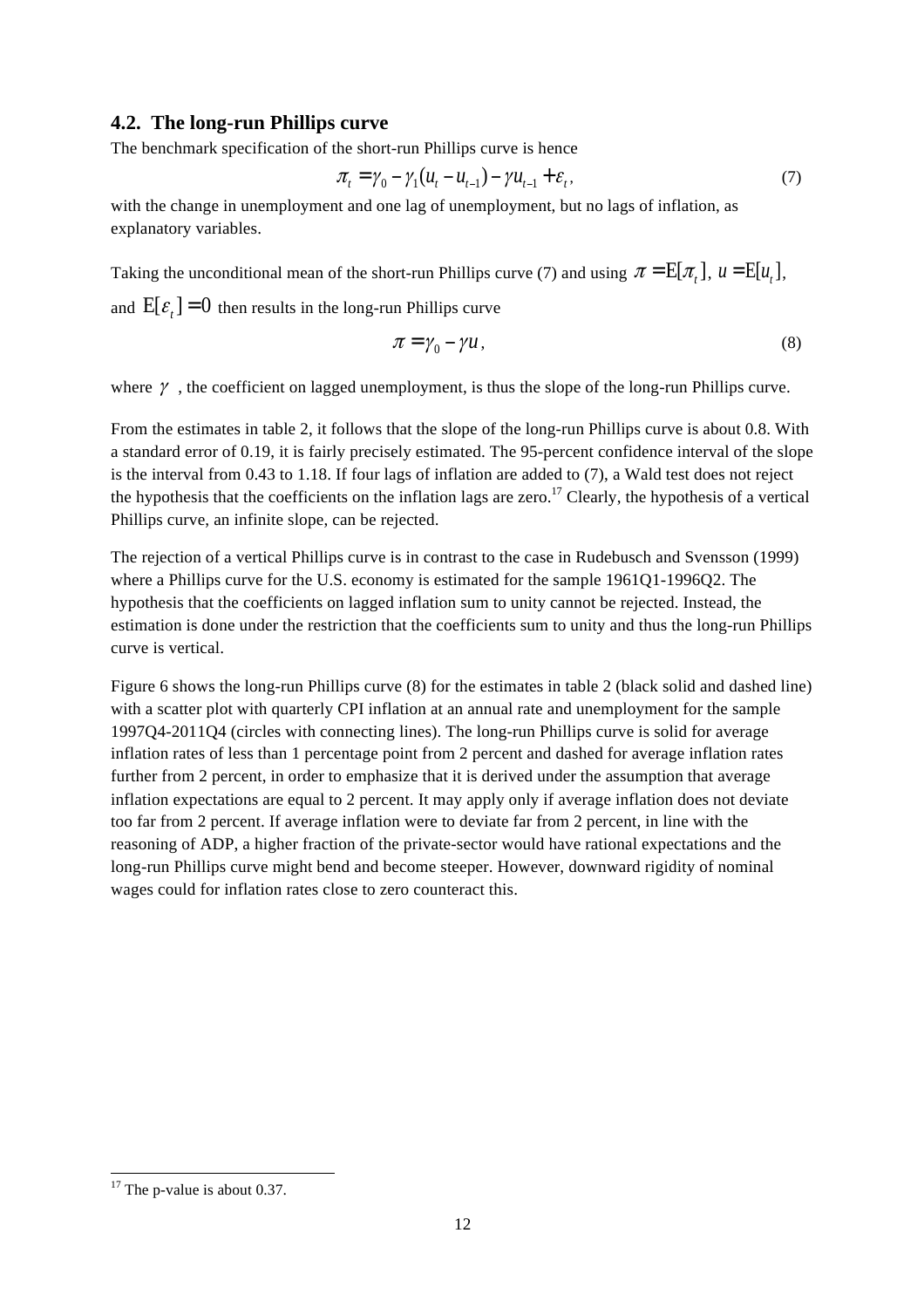### 4.2. The long-run Phillips curve

The benchmark specification of the short-run Phillips curve is hence

$$\pi_t = \gamma_0 - \gamma_1 (u_t - u_{t-1}) - \gamma u_{t-1} + \varepsilon_t, \tag{7}$$

with the change in unemployment and one lag of unemployment, but no lags of inflation, as explanatory variables.

Taking the unconditional mean of the short-run Phillips curve (7) and using $\pi = \mathrm{E}[\pi_t]$, $u = \mathrm{E}[u_t]$, and $\mathrm{E}[\varepsilon_t] = 0$ then results in the long-run Phillips curve

$$\pi = \gamma_0 - \gamma u, \tag{8}$$

where $\gamma$ , the coefficient on lagged unemployment, is thus the slope of the long-run Phillips curve.

From the estimates in table 2, it follows that the slope of the long-run Phillips curve is about 0.8. With a standard error of 0.19, it is fairly precisely estimated. The 95-percent confidence interval of the slope is the interval from 0.43 to 1.18. If four lags of inflation are added to (7), a Wald test does not reject the hypothesis that the coefficients on the inflation lags are zero.[17] Clearly, the hypothesis of a vertical Phillips curve, an infinite slope, can be rejected.

The rejection of a vertical Phillips curve is in contrast to the case in Rudebusch and Svensson (1999) where a Phillips curve for the U.S. economy is estimated for the sample 1961Q1-1996Q2. The hypothesis that the coefficients on lagged inflation sum to unity cannot be rejected. Instead, the estimation is done under the restriction that the coefficients sum to unity and thus the long-run Phillips curve is vertical.

Figure 6 shows the long-run Phillips curve (8) for the estimates in table 2 (black solid and dashed line) with a scatter plot with quarterly CPI inflation at an annual rate and unemployment for the sample 1997Q4-2011Q4 (circles with connecting lines). The long-run Phillips curve is solid for average inflation rates of less than 1 percentage point from 2 percent and dashed for average inflation rates further from 2 percent, in order to emphasize that it is derived under the assumption that average inflation expectations are equal to 2 percent. It may apply only if average inflation does not deviate too far from 2 percent. If average inflation were to deviate far from 2 percent, in line with the reasoning of ADP, a higher fraction of the private-sector would have rational expectations and the long-run Phillips curve might bend and become steeper. However, downward rigidity of nominal wages could for inflation rates close to zero counteract this.

[17] The p-value is about 0.37.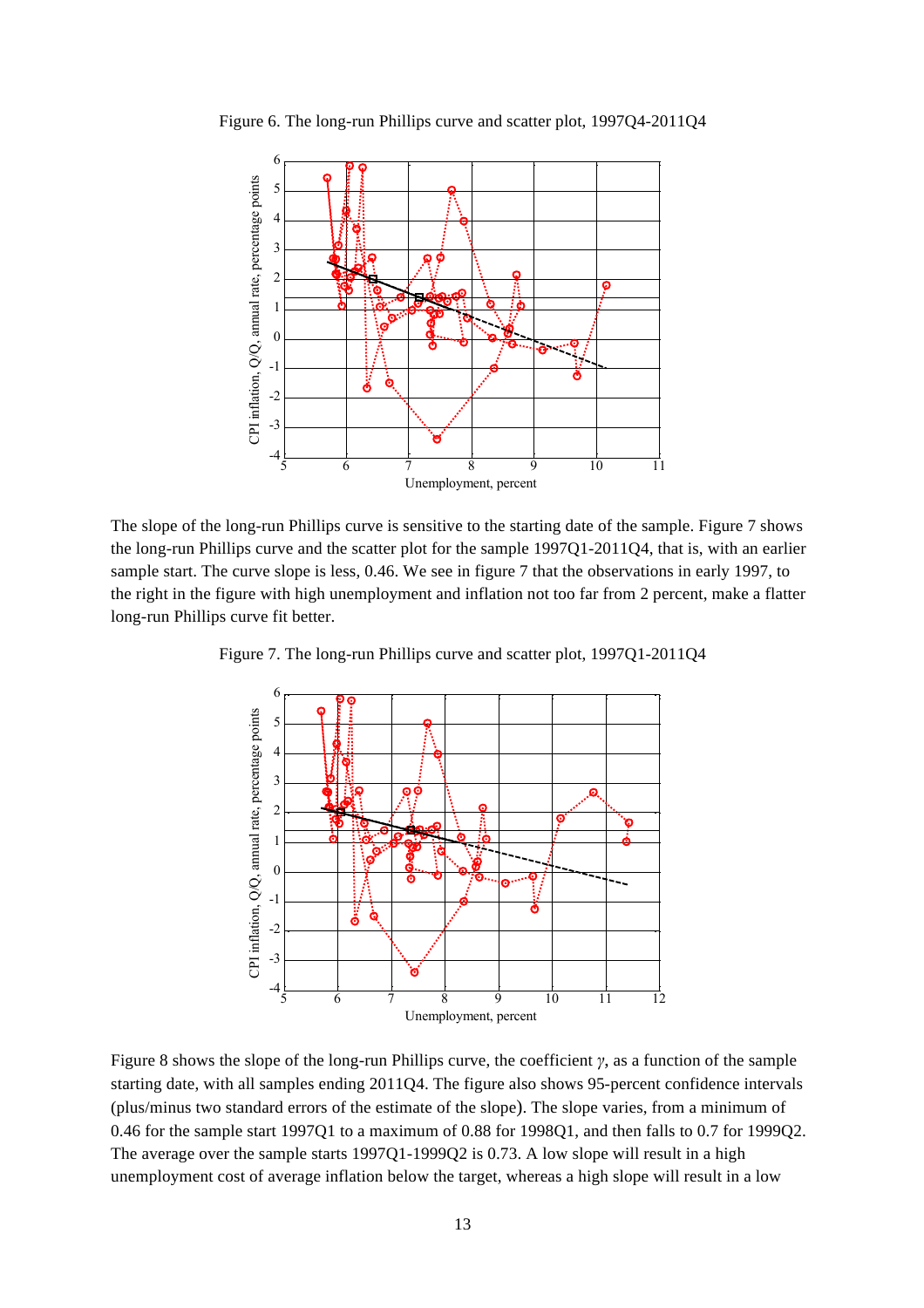Figure 6. The long-run Phillips curve and scatter plot, 1997Q4-2011Q4

The slope of the long-run Phillips curve is sensitive to the starting date of the sample. Figure 7 shows the long-run Phillips curve and the scatter plot for the sample 1997Q1-2011Q4, that is, with an earlier sample start. The curve slope is less, 0.46. We see in figure 7 that the observations in early 1997, to the right in the figure with high unemployment and inflation not too far from 2 percent, make a flatter long-run Phillips curve fit better.

Figure 7. The long-run Phillips curve and scatter plot, 1997Q1-2011Q4

Figure 8 shows the slope of the long-run Phillips curve, the coefficient $\gamma$, as a function of the sample starting date, with all samples ending 2011Q4. The figure also shows 95-percent confidence intervals (plus/minus two standard errors of the estimate of the slope). The slope varies, from a minimum of 0.46 for the sample start 1997Q1 to a maximum of 0.88 for 1998Q1, and then falls to 0.7 for 1999Q2. The average over the sample starts 1997Q1-1999Q2 is 0.73. A low slope will result in a high unemployment cost of average inflation below the target, whereas a high slope will result in a low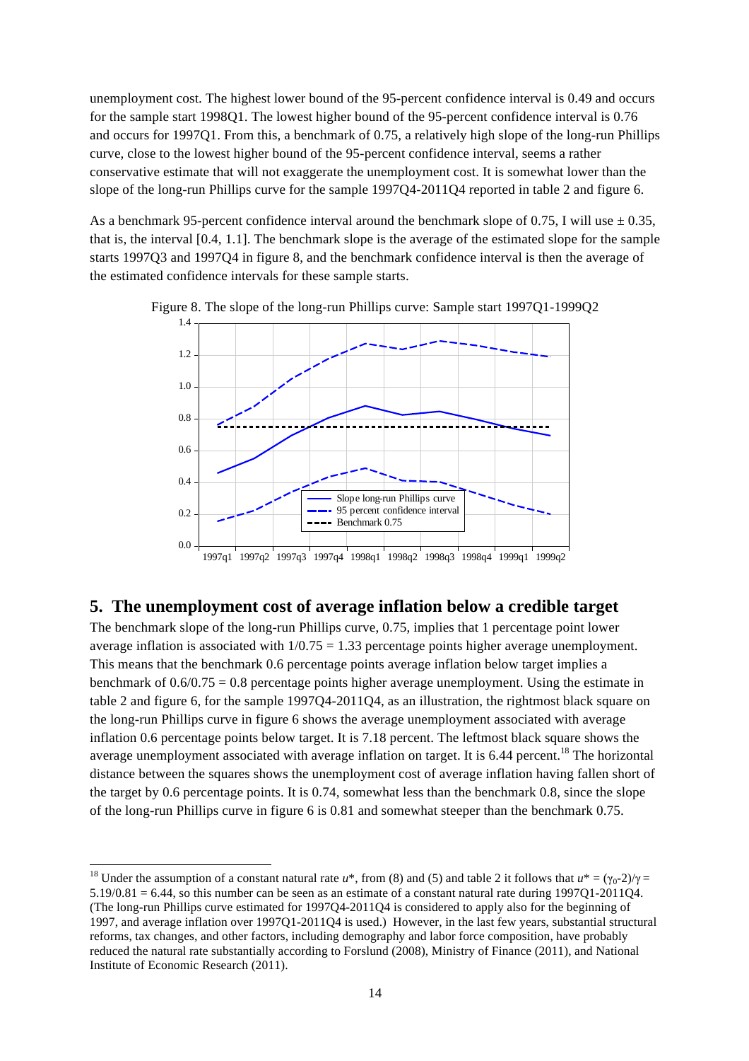unemployment cost. The highest lower bound of the 95-percent confidence interval is 0.49 and occurs for the sample start 1998Q1. The lowest higher bound of the 95-percent confidence interval is 0.76 and occurs for 1997Q1. From this, a benchmark of 0.75, a relatively high slope of the long-run Phillips curve, close to the lowest higher bound of the 95-percent confidence interval, seems a rather conservative estimate that will not exaggerate the unemployment cost. It is somewhat lower than the slope of the long-run Phillips curve for the sample 1997Q4-2011Q4 reported in table 2 and figure 6.

As a benchmark 95-percent confidence interval around the benchmark slope of 0.75, I will use ± 0.35, that is, the interval [0.4, 1.1]. The benchmark slope is the average of the estimated slope for the sample starts 1997Q3 and 1997Q4 in figure 8, and the benchmark confidence interval is then the average of the estimated confidence intervals for these sample starts.

Figure 8. The slope of the long-run Phillips curve: Sample start 1997Q1-1999Q2

## 5. The unemployment cost of average inflation below a credible target

The benchmark slope of the long-run Phillips curve, 0.75, implies that 1 percentage point lower average inflation is associated with 1/0.75 = 1.33 percentage points higher average unemployment. This means that the benchmark 0.6 percentage points average inflation below target implies a benchmark of 0.6/0.75 = 0.8 percentage points higher average unemployment. Using the estimate in table 2 and figure 6, for the sample 1997Q4-2011Q4, as an illustration, the rightmost black square on the long-run Phillips curve in figure 6 shows the average unemployment associated with average inflation 0.6 percentage points below target. It is 7.18 percent. The leftmost black square shows the average unemployment associated with average inflation on target. It is 6.44 percent.[18] The horizontal distance between the squares shows the unemployment cost of average inflation having fallen short of the target by 0.6 percentage points. It is 0.74, somewhat less than the benchmark 0.8, since the slope of the long-run Phillips curve in figure 6 is 0.81 and somewhat steeper than the benchmark 0.75.

---

[18] Under the assumption of a constant natural rate $u^*$, from (8) and (5) and table 2 it follows that $u^* = (\gamma_0 - 2)/\gamma = 5.19/0.81 = 6.44$, so this number can be seen as an estimate of a constant natural rate during 1997Q1-2011Q4. (The long-run Phillips curve estimated for 1997Q4-2011Q4 is considered to apply also for the beginning of 1997, and average inflation over 1997Q1-2011Q4 is used.) However, in the last few years, substantial structural reforms, tax changes, and other factors, including demography and labor force composition, have probably reduced the natural rate substantially according to Forslund (2008), Ministry of Finance (2011), and National Institute of Economic Research (2011).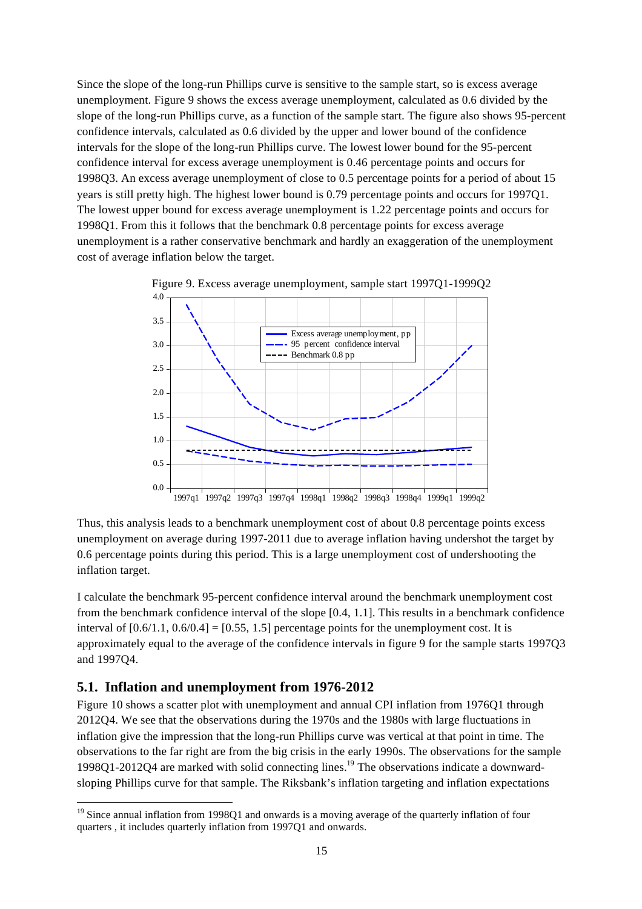Since the slope of the long-run Phillips curve is sensitive to the sample start, so is excess average unemployment. Figure 9 shows the excess average unemployment, calculated as 0.6 divided by the slope of the long-run Phillips curve, as a function of the sample start. The figure also shows 95-percent confidence intervals, calculated as 0.6 divided by the upper and lower bound of the confidence intervals for the slope of the long-run Phillips curve. The lowest lower bound for the 95-percent confidence interval for excess average unemployment is 0.46 percentage points and occurs for 1998Q3. An excess average unemployment of close to 0.5 percentage points for a period of about 15 years is still pretty high. The highest lower bound is 0.79 percentage points and occurs for 1997Q1. The lowest upper bound for excess average unemployment is 1.22 percentage points and occurs for 1998Q1. From this it follows that the benchmark 0.8 percentage points for excess average unemployment is a rather conservative benchmark and hardly an exaggeration of the unemployment cost of average inflation below the target.

Figure 9. Excess average unemployment, sample start 1997Q1-1999Q2

Thus, this analysis leads to a benchmark unemployment cost of about 0.8 percentage points excess unemployment on average during 1997-2011 due to average inflation having undershot the target by 0.6 percentage points during this period. This is a large unemployment cost of undershooting the inflation target.

I calculate the benchmark 95-percent confidence interval around the benchmark unemployment cost from the benchmark confidence interval of the slope [0.4, 1.1]. This results in a benchmark confidence interval of [0.6/1.1, 0.6/0.4] = [0.55, 1.5] percentage points for the unemployment cost. It is approximately equal to the average of the confidence intervals in figure 9 for the sample starts 1997Q3 and 1997Q4.

## 5.1. Inflation and unemployment from 1976-2012

Figure 10 shows a scatter plot with unemployment and annual CPI inflation from 1976Q1 through 2012Q4. We see that the observations during the 1970s and the 1980s with large fluctuations in inflation give the impression that the long-run Phillips curve was vertical at that point in time. The observations to the far right are from the big crisis in the early 1990s. The observations for the sample 1998Q1-2012Q4 are marked with solid connecting lines.[19] The observations indicate a downward-sloping Phillips curve for that sample. The Riksbank's inflation targeting and inflation expectations

[19] Since annual inflation from 1998Q1 and onwards is a moving average of the quarterly inflation of four quarters , it includes quarterly inflation from 1997Q1 and onwards.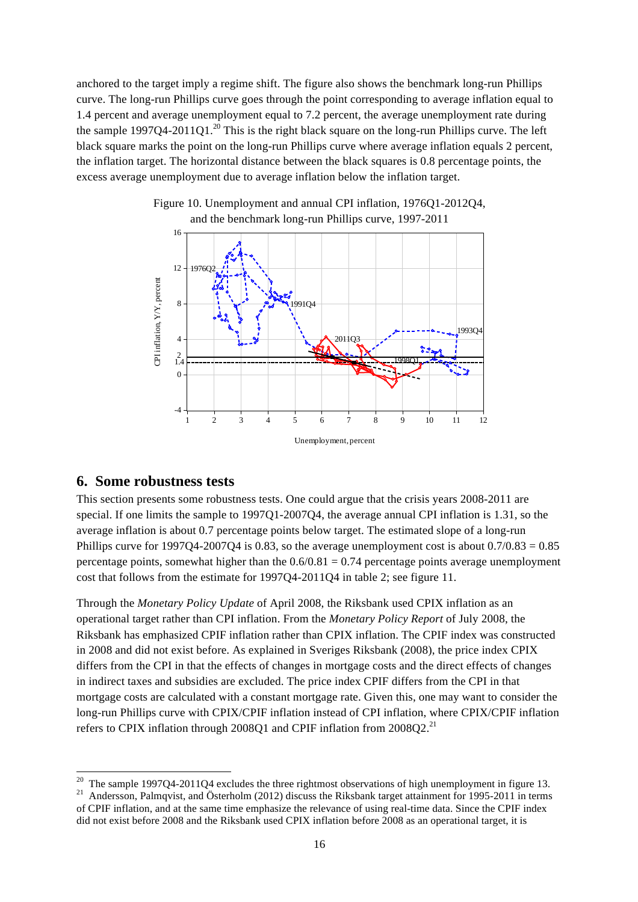anchored to the target imply a regime shift. The figure also shows the benchmark long-run Phillips curve. The long-run Phillips curve goes through the point corresponding to average inflation equal to 1.4 percent and average unemployment equal to 7.2 percent, the average unemployment rate during the sample 1997Q4-2011Q1.[20] This is the right black square on the long-run Phillips curve. The left black square marks the point on the long-run Phillips curve where average inflation equals 2 percent, the inflation target. The horizontal distance between the black squares is 0.8 percentage points, the excess average unemployment due to average inflation below the inflation target.

Figure 10. Unemployment and annual CPI inflation, 1976Q1-2012Q4, and the benchmark long-run Phillips curve, 1997-2011

## 6. Some robustness tests

This section presents some robustness tests. One could argue that the crisis years 2008-2011 are special. If one limits the sample to 1997Q1-2007Q4, the average annual CPI inflation is 1.31, so the average inflation is about 0.7 percentage points below target. The estimated slope of a long-run Phillips curve for 1997Q4-2007Q4 is 0.83, so the average unemployment cost is about 0.7/0.83 = 0.85 percentage points, somewhat higher than the 0.6/0.81 = 0.74 percentage points average unemployment cost that follows from the estimate for 1997Q4-2011Q4 in table 2; see figure 11.

Through the *Monetary Policy Update* of April 2008, the Riksbank used CPIX inflation as an operational target rather than CPI inflation. From the *Monetary Policy Report* of July 2008, the Riksbank has emphasized CPIF inflation rather than CPIX inflation. The CPIF index was constructed in 2008 and did not exist before. As explained in Sveriges Riksbank (2008), the price index CPIX differs from the CPI in that the effects of changes in mortgage costs and the direct effects of changes in indirect taxes and subsidies are excluded. The price index CPIF differs from the CPI in that mortgage costs are calculated with a constant mortgage rate. Given this, one may want to consider the long-run Phillips curve with CPIX/CPIF inflation instead of CPI inflation, where CPIX/CPIF inflation refers to CPIX inflation through 2008Q1 and CPIF inflation from 2008Q2.[21]

[20] The sample 1997Q4-2011Q4 excludes the three rightmost observations of high unemployment in figure 13.

[21] Andersson, Palmqvist, and Österholm (2012) discuss the Riksbank target attainment for 1995-2011 in terms of CPIF inflation, and at the same time emphasize the relevance of using real-time data. Since the CPIF index did not exist before 2008 and the Riksbank used CPIX inflation before 2008 as an operational target, it is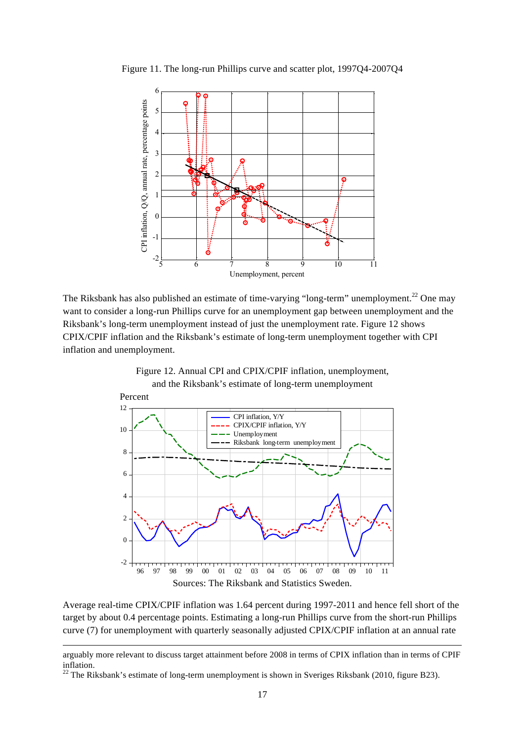Figure 11. The long-run Phillips curve and scatter plot, 1997Q4-2007Q4

The Riksbank has also published an estimate of time-varying "long-term" unemployment.[22] One may want to consider a long-run Phillips curve for an unemployment gap between unemployment and the Riksbank's long-term unemployment instead of just the unemployment rate. Figure 12 shows CPIX/CPIF inflation and the Riksbank's estimate of long-term unemployment together with CPI inflation and unemployment.

Figure 12. Annual CPI and CPIX/CPIF inflation, unemployment, and the Riksbank's estimate of long-term unemployment

Sources: The Riksbank and Statistics Sweden.

Average real-time CPIX/CPIF inflation was 1.64 percent during 1997-2011 and hence fell short of the target by about 0.4 percentage points. Estimating a long-run Phillips curve from the short-run Phillips curve (7) for unemployment with quarterly seasonally adjusted CPIX/CPIF inflation at an annual rate

---

arguably more relevant to discuss target attainment before 2008 in terms of CPIX inflation than in terms of CPIF inflation.

[22] The Riksbank's estimate of long-term unemployment is shown in Sveriges Riksbank (2010, figure B23).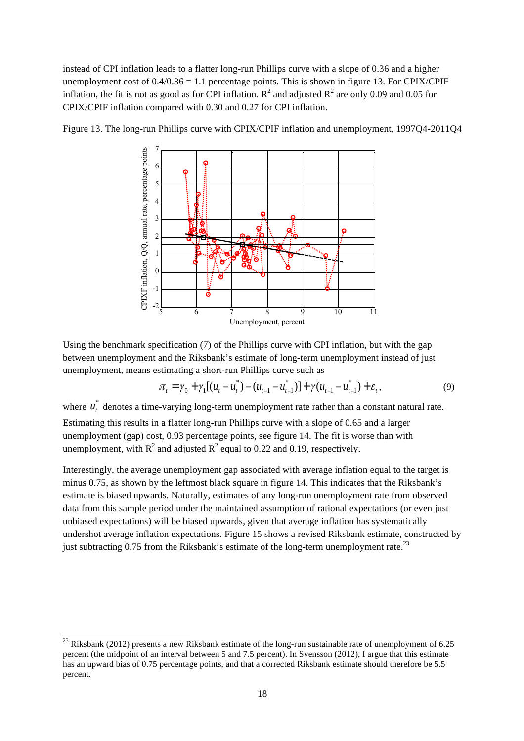instead of CPI inflation leads to a flatter long-run Phillips curve with a slope of 0.36 and a higher unemployment cost of 0.4/0.36 = 1.1 percentage points. This is shown in figure 13. For CPIX/CPIF inflation, the fit is not as good as for CPI inflation. $R^2$ and adjusted $R^2$ are only 0.09 and 0.05 for CPIX/CPIF inflation compared with 0.30 and 0.27 for CPI inflation.

Figure 13. The long-run Phillips curve with CPIX/CPIF inflation and unemployment, 1997Q4-2011Q4

Using the benchmark specification (7) of the Phillips curve with CPI inflation, but with the gap between unemployment and the Riksbank's estimate of long-term unemployment instead of just unemployment, means estimating a short-run Phillips curve such as

$$\pi_t = \gamma_0 + \gamma_1[(u_t - u_t^*) - (u_{t-1} - u_{t-1}^*)] + \gamma(u_{t-1} - u_{t-1}^*) + \varepsilon_t, \tag{9}$$

where $u_t^*$ denotes a time-varying long-term unemployment rate rather than a constant natural rate. Estimating this results in a flatter long-run Phillips curve with a slope of 0.65 and a larger unemployment (gap) cost, 0.93 percentage points, see figure 14. The fit is worse than with unemployment, with $R^2$ and adjusted $R^2$ equal to 0.22 and 0.19, respectively.

Interestingly, the average unemployment gap associated with average inflation equal to the target is minus 0.75, as shown by the leftmost black square in figure 14. This indicates that the Riksbank's estimate is biased upwards. Naturally, estimates of any long-run unemployment rate from observed data from this sample period under the maintained assumption of rational expectations (or even just unbiased expectations) will be biased upwards, given that average inflation has systematically undershot average inflation expectations. Figure 15 shows a revised Riksbank estimate, constructed by just subtracting 0.75 from the Riksbank's estimate of the long-term unemployment rate.[23]

[23] Riksbank (2012) presents a new Riksbank estimate of the long-run sustainable rate of unemployment of 6.25 percent (the midpoint of an interval between 5 and 7.5 percent). In Svensson (2012), I argue that this estimate has an upward bias of 0.75 percentage points, and that a corrected Riksbank estimate should therefore be 5.5 percent.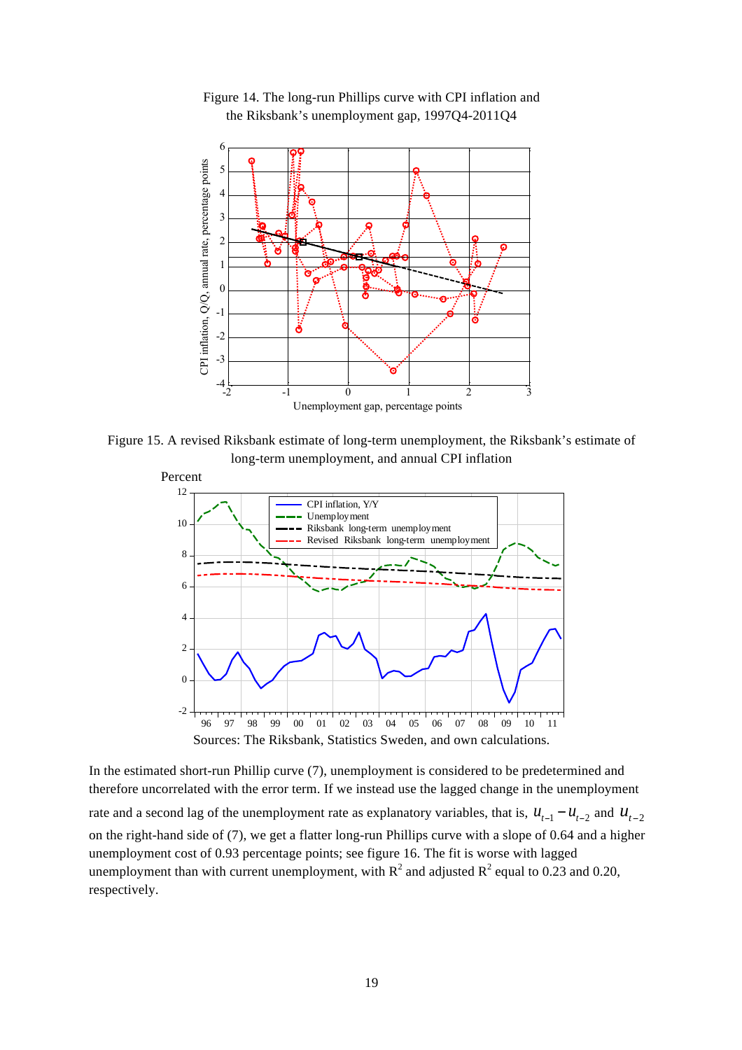Figure 14. The long-run Phillips curve with CPI inflation and the Riksbank's unemployment gap, 1997Q4-2011Q4

Figure 15. A revised Riksbank estimate of long-term unemployment, the Riksbank's estimate of long-term unemployment, and annual CPI inflation

Sources: The Riksbank, Statistics Sweden, and own calculations.

In the estimated short-run Phillip curve (7), unemployment is considered to be predetermined and therefore uncorrelated with the error term. If we instead use the lagged change in the unemployment rate and a second lag of the unemployment rate as explanatory variables, that is, $u_{t-1} - u_{t-2}$ and $u_{t-2}$ on the right-hand side of (7), we get a flatter long-run Phillips curve with a slope of 0.64 and a higher unemployment cost of 0.93 percentage points; see figure 16. The fit is worse with lagged unemployment than with current unemployment, with $R^2$ and adjusted $R^2$ equal to 0.23 and 0.20, respectively.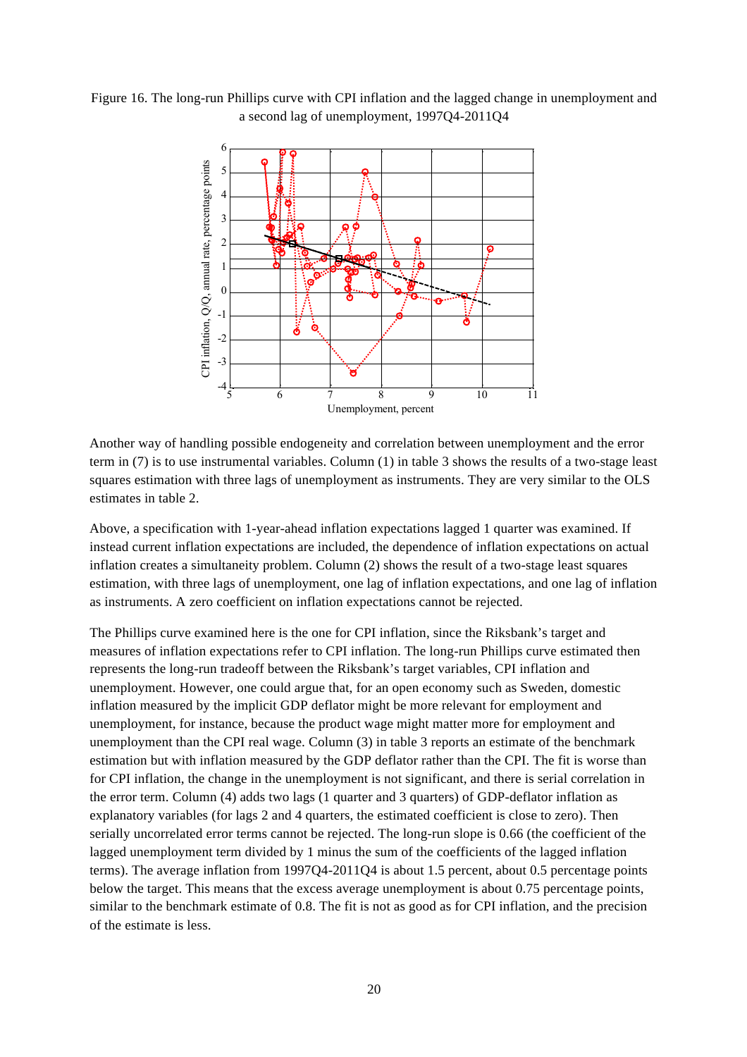Figure 16. The long-run Phillips curve with CPI inflation and the lagged change in unemployment and a second lag of unemployment, 1997Q4-2011Q4

Another way of handling possible endogeneity and correlation between unemployment and the error term in (7) is to use instrumental variables. Column (1) in table 3 shows the results of a two-stage least squares estimation with three lags of unemployment as instruments. They are very similar to the OLS estimates in table 2.

Above, a specification with 1-year-ahead inflation expectations lagged 1 quarter was examined. If instead current inflation expectations are included, the dependence of inflation expectations on actual inflation creates a simultaneity problem. Column (2) shows the result of a two-stage least squares estimation, with three lags of unemployment, one lag of inflation expectations, and one lag of inflation as instruments. A zero coefficient on inflation expectations cannot be rejected.

The Phillips curve examined here is the one for CPI inflation, since the Riksbank's target and measures of inflation expectations refer to CPI inflation. The long-run Phillips curve estimated then represents the long-run tradeoff between the Riksbank's target variables, CPI inflation and unemployment. However, one could argue that, for an open economy such as Sweden, domestic inflation measured by the implicit GDP deflator might be more relevant for employment and unemployment, for instance, because the product wage might matter more for employment and unemployment than the CPI real wage. Column (3) in table 3 reports an estimate of the benchmark estimation but with inflation measured by the GDP deflator rather than the CPI. The fit is worse than for CPI inflation, the change in the unemployment is not significant, and there is serial correlation in the error term. Column (4) adds two lags (1 quarter and 3 quarters) of GDP-deflator inflation as explanatory variables (for lags 2 and 4 quarters, the estimated coefficient is close to zero). Then serially uncorrelated error terms cannot be rejected. The long-run slope is 0.66 (the coefficient of the lagged unemployment term divided by 1 minus the sum of the coefficients of the lagged inflation terms). The average inflation from 1997Q4-2011Q4 is about 1.5 percent, about 0.5 percentage points below the target. This means that the excess average unemployment is about 0.75 percentage points, similar to the benchmark estimate of 0.8. The fit is not as good as for CPI inflation, and the precision of the estimate is less.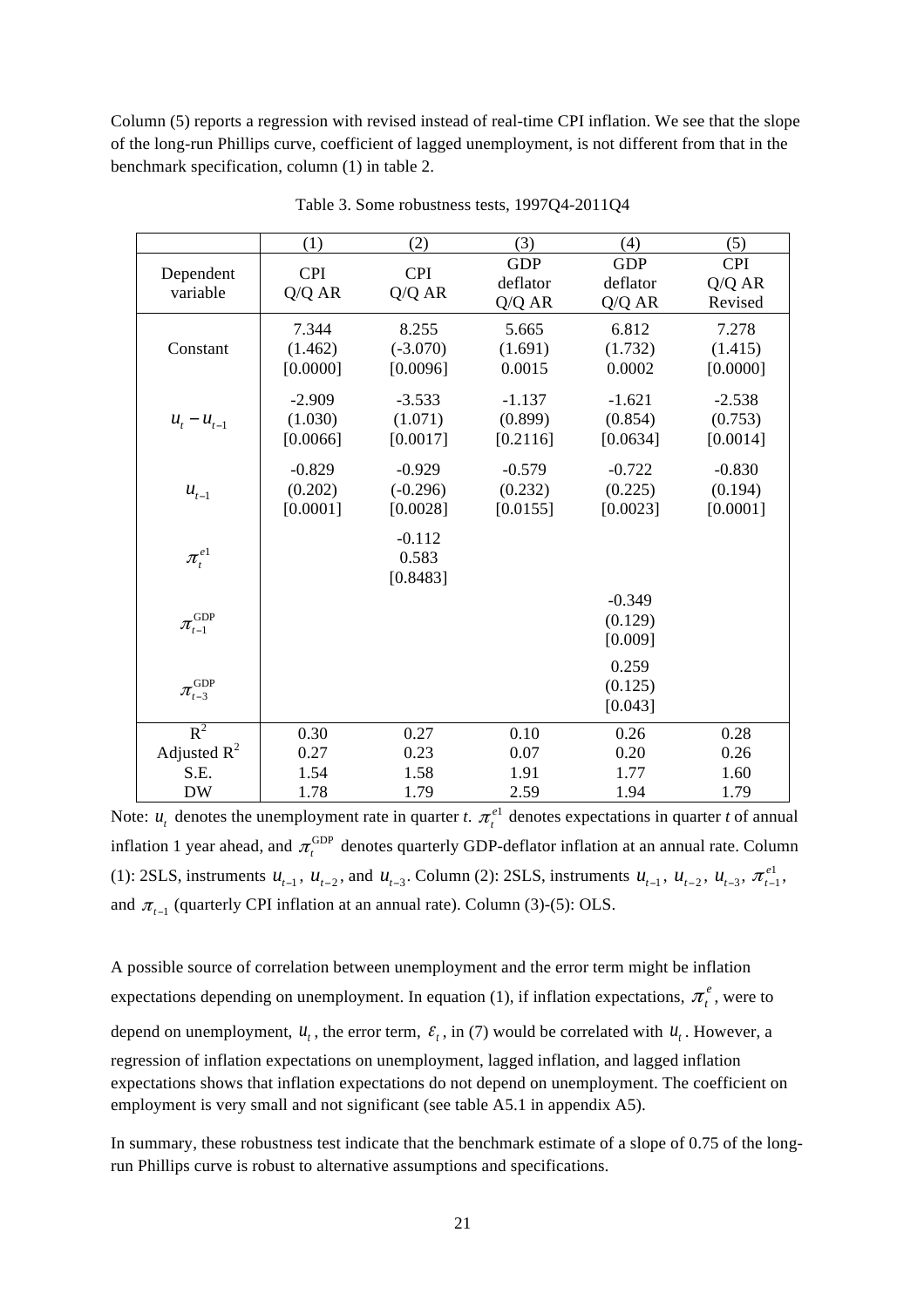Column (5) reports a regression with revised instead of real-time CPI inflation. We see that the slope of the long-run Phillips curve, coefficient of lagged unemployment, is not different from that in the benchmark specification, column (1) in table 2.

Table 3. Some robustness tests, 1997Q4-2011Q4

| | (1) | (2) | (3) | (4) | (5) |
|---|---|---|---|---|---|
| Dependent variable | CPI Q/Q AR | CPI Q/Q AR | GDP deflator Q/Q AR | GDP deflator Q/Q AR | CPI Q/Q AR Revised |
| Constant | 7.344<br>(1.462)<br>[0.0000] | 8.255<br>(-3.070)<br>[0.0096] | 5.665<br>(1.691)<br>0.0015 | 6.812<br>(1.732)<br>0.0002 | 7.278<br>(1.415)<br>[0.0000] |
| $u_t - u_{t-1}$ | -2.909<br>(1.030)<br>[0.0066] | -3.533<br>(1.071)<br>[0.0017] | -1.137<br>(0.899)<br>[0.2116] | -1.621<br>(0.854)<br>[0.0634] | -2.538<br>(0.753)<br>[0.0014] |
| $u_{t-1}$ | -0.829<br>(0.202)<br>[0.0001] | -0.929<br>(-0.296)<br>[0.0028] | -0.579<br>(0.232)<br>[0.0155] | -0.722<br>(0.225)<br>[0.0023] | -0.830<br>(0.194)<br>[0.0001] |
| $\pi_t^{e1}$ | | -0.112<br>0.583<br>[0.8483] | | | |
| $\pi_{t-1}^{\text{GDP}}$ | | | | -0.349<br>(0.129)<br>[0.009] | |
| $\pi_{t-3}^{\text{GDP}}$ | | | | 0.259<br>(0.125)<br>[0.043] | |
| $R^2$ | 0.30 | 0.27 | 0.10 | 0.26 | 0.28 |
| Adjusted $R^2$ | 0.27 | 0.23 | 0.07 | 0.20 | 0.26 |
| S.E. | 1.54 | 1.58 | 1.91 | 1.77 | 1.60 |
| DW | 1.78 | 1.79 | 2.59 | 1.94 | 1.79 |

Note: $u_t$ denotes the unemployment rate in quarter *t*. $\pi_t^{e1}$ denotes expectations in quarter *t* of annual inflation 1 year ahead, and $\pi_t^{\text{GDP}}$ denotes quarterly GDP-deflator inflation at an annual rate. Column (1): 2SLS, instruments $u_{t-1}$, $u_{t-2}$, and $u_{t-3}$. Column (2): 2SLS, instruments $u_{t-1}$, $u_{t-2}$, $u_{t-3}$, $\pi_{t-1}^{e1}$, and $\pi_{t-1}$ (quarterly CPI inflation at an annual rate). Column (3)-(5): OLS.

A possible source of correlation between unemployment and the error term might be inflation expectations depending on unemployment. In equation (1), if inflation expectations, $\pi_t^e$, were to depend on unemployment, $u_t$, the error term, $\varepsilon_t$, in (7) would be correlated with $u_t$. However, a regression of inflation expectations on unemployment, lagged inflation, and lagged inflation expectations shows that inflation expectations do not depend on unemployment. The coefficient on employment is very small and not significant (see table A5.1 in appendix A5).

In summary, these robustness test indicate that the benchmark estimate of a slope of 0.75 of the long-run Phillips curve is robust to alternative assumptions and specifications.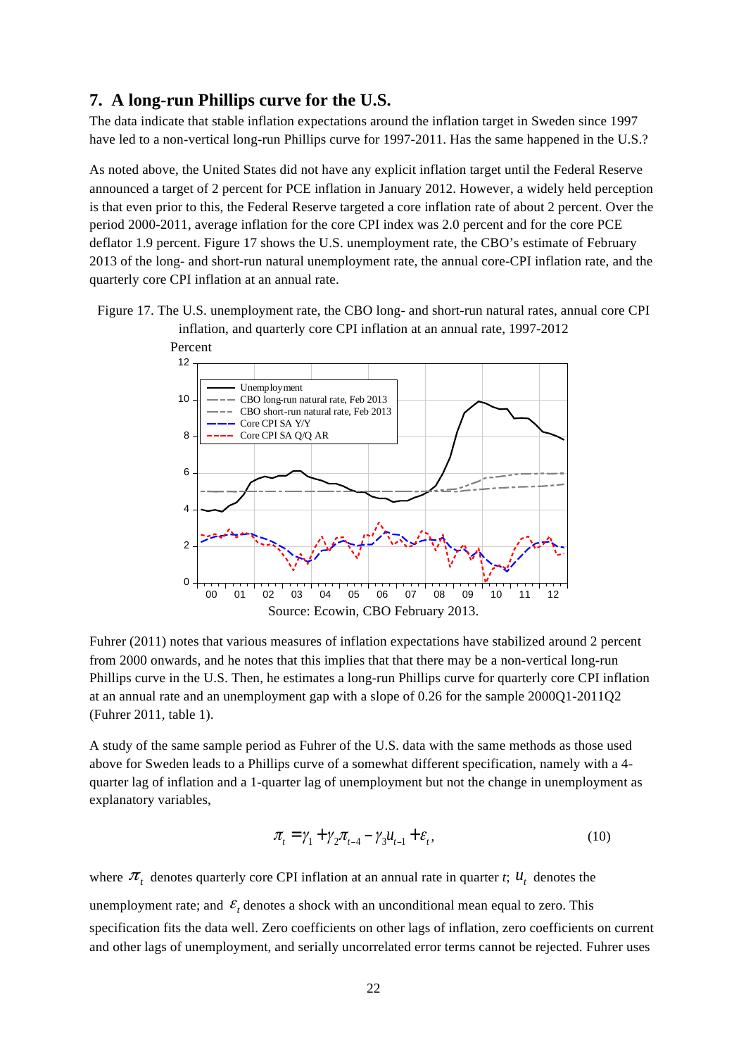## 7. A long-run Phillips curve for the U.S.

The data indicate that stable inflation expectations around the inflation target in Sweden since 1997 have led to a non-vertical long-run Phillips curve for 1997-2011. Has the same happened in the U.S.?

As noted above, the United States did not have any explicit inflation target until the Federal Reserve announced a target of 2 percent for PCE inflation in January 2012. However, a widely held perception is that even prior to this, the Federal Reserve targeted a core inflation rate of about 2 percent. Over the period 2000-2011, average inflation for the core CPI index was 2.0 percent and for the core PCE deflator 1.9 percent. Figure 17 shows the U.S. unemployment rate, the CBO's estimate of February 2013 of the long- and short-run natural unemployment rate, the annual core-CPI inflation rate, and the quarterly core CPI inflation at an annual rate.

Figure 17. The U.S. unemployment rate, the CBO long- and short-run natural rates, annual core CPI inflation, and quarterly core CPI inflation at an annual rate, 1997-2012

Source: Ecowin, CBO February 2013.

Fuhrer (2011) notes that various measures of inflation expectations have stabilized around 2 percent from 2000 onwards, and he notes that this implies that that there may be a non-vertical long-run Phillips curve in the U.S. Then, he estimates a long-run Phillips curve for quarterly core CPI inflation at an annual rate and an unemployment gap with a slope of 0.26 for the sample 2000Q1-2011Q2 (Fuhrer 2011, table 1).

A study of the same sample period as Fuhrer of the U.S. data with the same methods as those used above for Sweden leads to a Phillips curve of a somewhat different specification, namely with a 4-quarter lag of inflation and a 1-quarter lag of unemployment but not the change in unemployment as explanatory variables,

$$\pi_t = \gamma_1 + \gamma_2 \pi_{t-4} - \gamma_3 u_{t-1} + \varepsilon_t, \tag{10}$$

where $\pi_t$ denotes quarterly core CPI inflation at an annual rate in quarter $t$; $u_t$ denotes the unemployment rate; and $\varepsilon_t$ denotes a shock with an unconditional mean equal to zero. This specification fits the data well. Zero coefficients on other lags of inflation, zero coefficients on current and other lags of unemployment, and serially uncorrelated error terms cannot be rejected. Fuhrer uses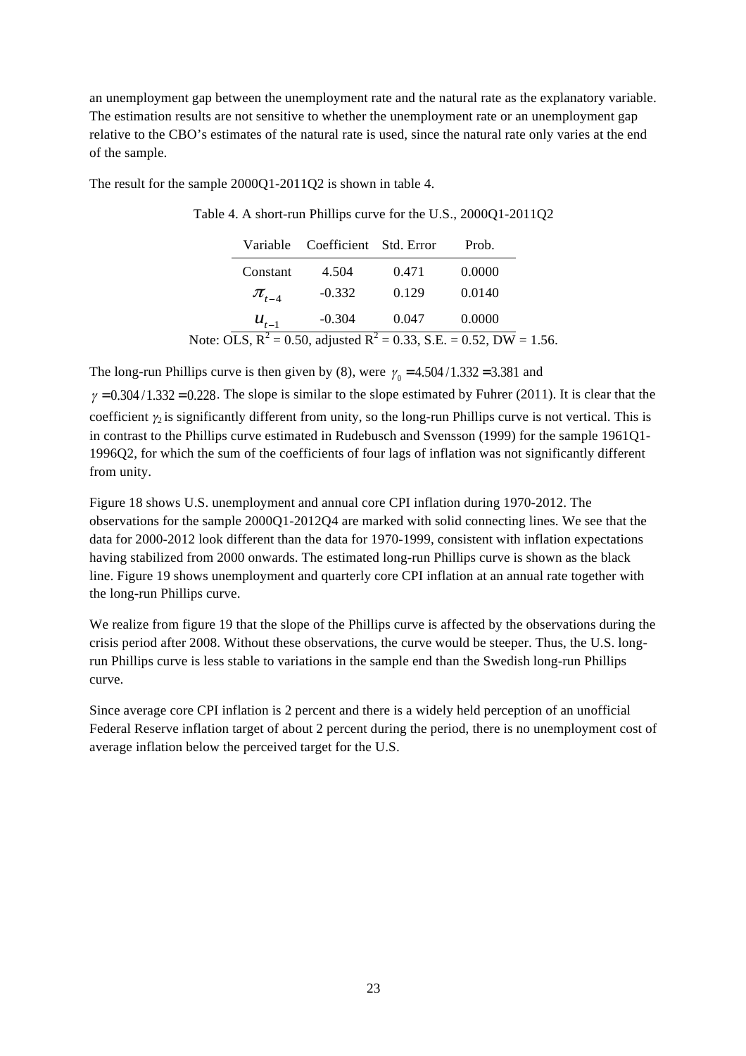an unemployment gap between the unemployment rate and the natural rate as the explanatory variable. The estimation results are not sensitive to whether the unemployment rate or an unemployment gap relative to the CBO's estimates of the natural rate is used, since the natural rate only varies at the end of the sample.

The result for the sample 2000Q1-2011Q2 is shown in table 4.

Table 4. A short-run Phillips curve for the U.S., 2000Q1-2011Q2

| Variable | Coefficient | Std. Error | Prob. |
|---|---|---|---|
| Constant | 4.504 | 0.471 | 0.0000 |
| $\pi_{t-4}$ | -0.332 | 0.129 | 0.0140 |
| $u_{t-1}$ | -0.304 | 0.047 | 0.0000 |

Note: OLS, $R^2$ = 0.50, adjusted $R^2$ = 0.33, S.E. = 0.52, DW = 1.56.

The long-run Phillips curve is then given by (8), were $\gamma_0 = 4.504/1.332 = 3.381$ and $\gamma = 0.304/1.332 = 0.228$. The slope is similar to the slope estimated by Fuhrer (2011). It is clear that the coefficient $\gamma_2$ is significantly different from unity, so the long-run Phillips curve is not vertical. This is in contrast to the Phillips curve estimated in Rudebusch and Svensson (1999) for the sample 1961Q1-1996Q2, for which the sum of the coefficients of four lags of inflation was not significantly different from unity.

Figure 18 shows U.S. unemployment and annual core CPI inflation during 1970-2012. The observations for the sample 2000Q1-2012Q4 are marked with solid connecting lines. We see that the data for 2000-2012 look different than the data for 1970-1999, consistent with inflation expectations having stabilized from 2000 onwards. The estimated long-run Phillips curve is shown as the black line. Figure 19 shows unemployment and quarterly core CPI inflation at an annual rate together with the long-run Phillips curve.

We realize from figure 19 that the slope of the Phillips curve is affected by the observations during the crisis period after 2008. Without these observations, the curve would be steeper. Thus, the U.S. long-run Phillips curve is less stable to variations in the sample end than the Swedish long-run Phillips curve.

Since average core CPI inflation is 2 percent and there is a widely held perception of an unofficial Federal Reserve inflation target of about 2 percent during the period, there is no unemployment cost of average inflation below the perceived target for the U.S.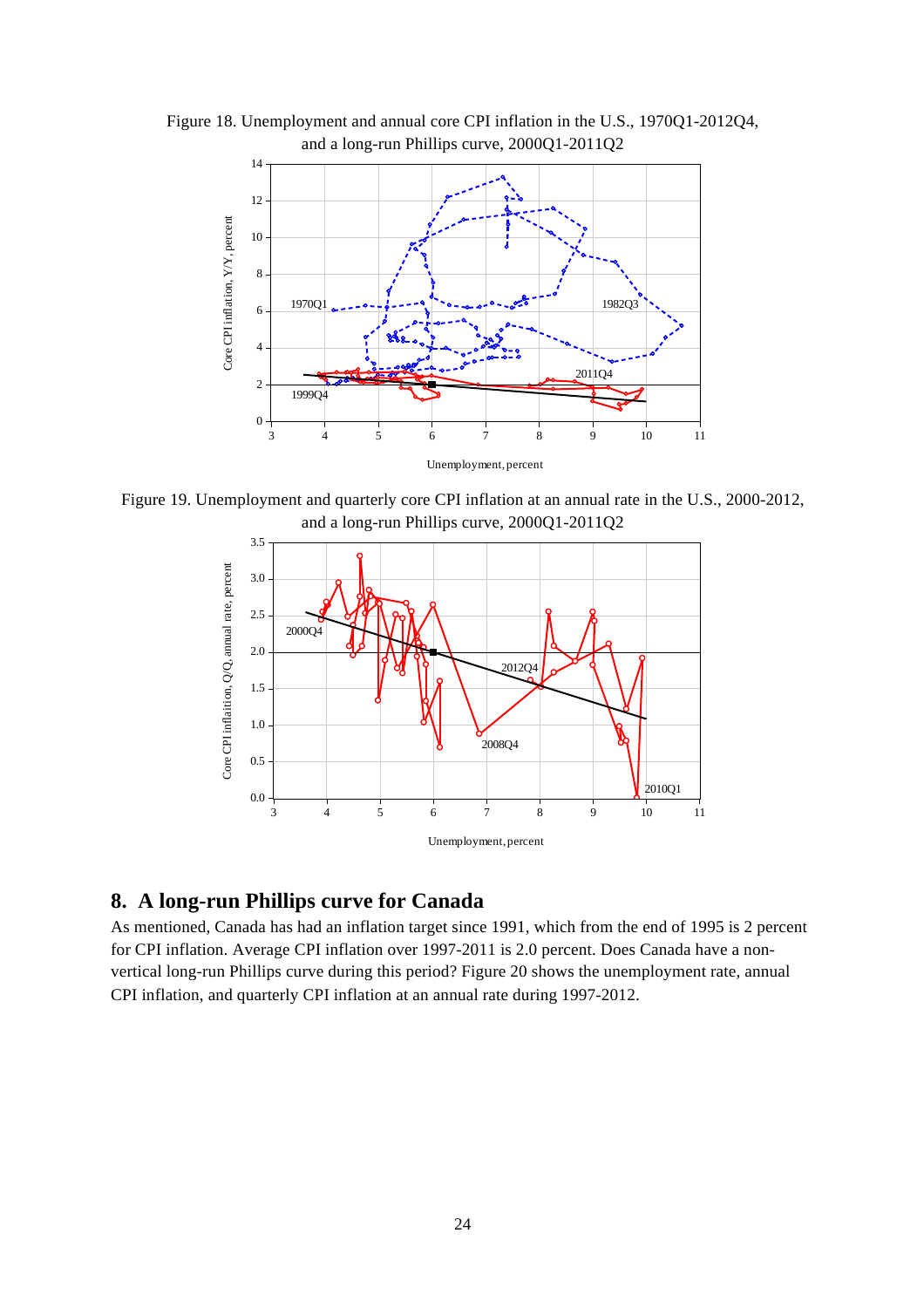Figure 18. Unemployment and annual core CPI inflation in the U.S., 1970Q1-2012Q4, and a long-run Phillips curve, 2000Q1-2011Q2

Figure 19. Unemployment and quarterly core CPI inflation at an annual rate in the U.S., 2000-2012, and a long-run Phillips curve, 2000Q1-2011Q2

## 8. A long-run Phillips curve for Canada

As mentioned, Canada has had an inflation target since 1991, which from the end of 1995 is 2 percent for CPI inflation. Average CPI inflation over 1997-2011 is 2.0 percent. Does Canada have a non-vertical long-run Phillips curve during this period? Figure 20 shows the unemployment rate, annual CPI inflation, and quarterly CPI inflation at an annual rate during 1997-2012.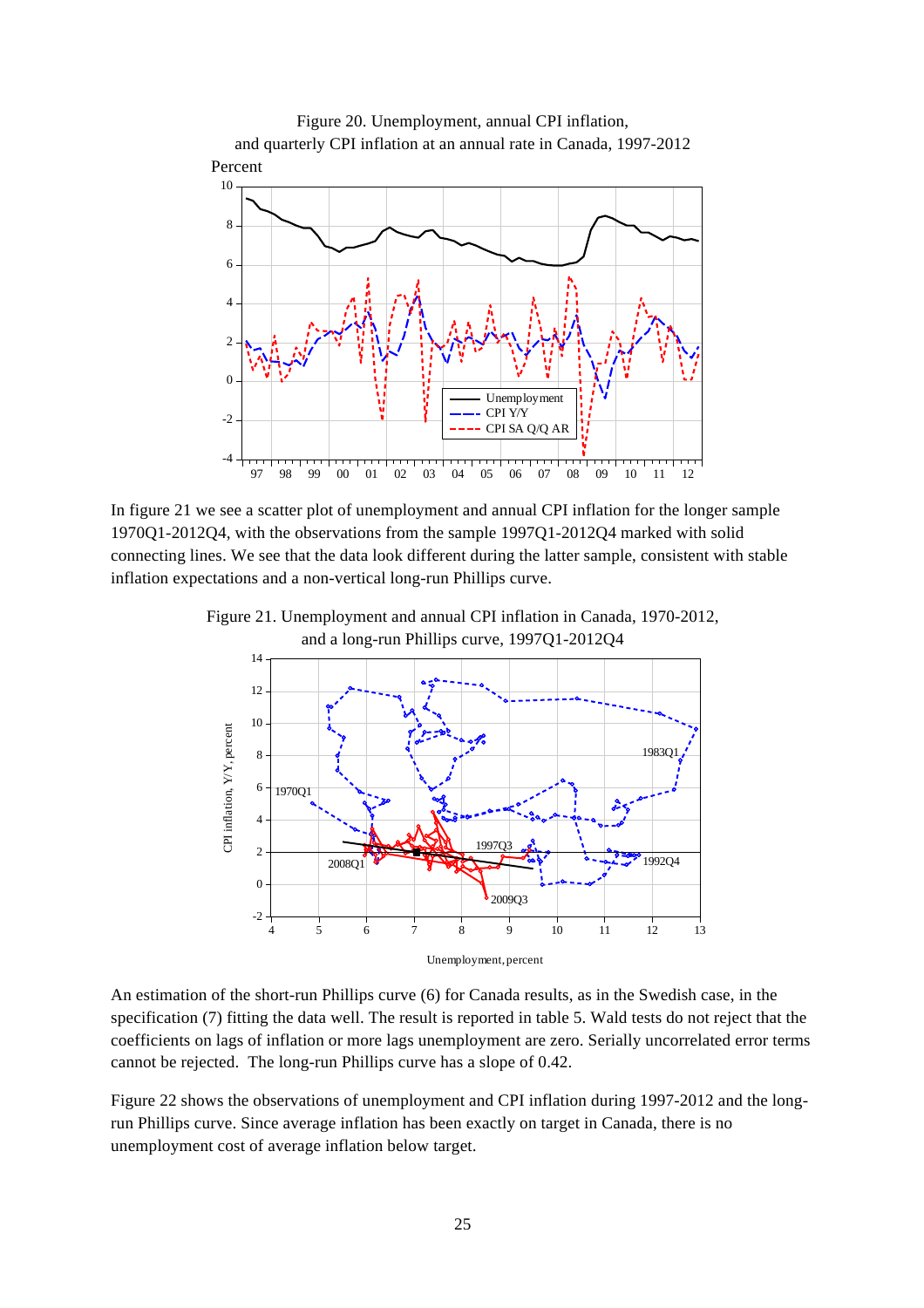Figure 20. Unemployment, annual CPI inflation, and quarterly CPI inflation at an annual rate in Canada, 1997-2012

In figure 21 we see a scatter plot of unemployment and annual CPI inflation for the longer sample 1970Q1-2012Q4, with the observations from the sample 1997Q1-2012Q4 marked with solid connecting lines. We see that the data look different during the latter sample, consistent with stable inflation expectations and a non-vertical long-run Phillips curve.

Figure 21. Unemployment and annual CPI inflation in Canada, 1970-2012, and a long-run Phillips curve, 1997Q1-2012Q4

An estimation of the short-run Phillips curve (6) for Canada results, as in the Swedish case, in the specification (7) fitting the data well. The result is reported in table 5. Wald tests do not reject that the coefficients on lags of inflation or more lags unemployment are zero. Serially uncorrelated error terms cannot be rejected. The long-run Phillips curve has a slope of 0.42.

Figure 22 shows the observations of unemployment and CPI inflation during 1997-2012 and the long-run Phillips curve. Since average inflation has been exactly on target in Canada, there is no unemployment cost of average inflation below target.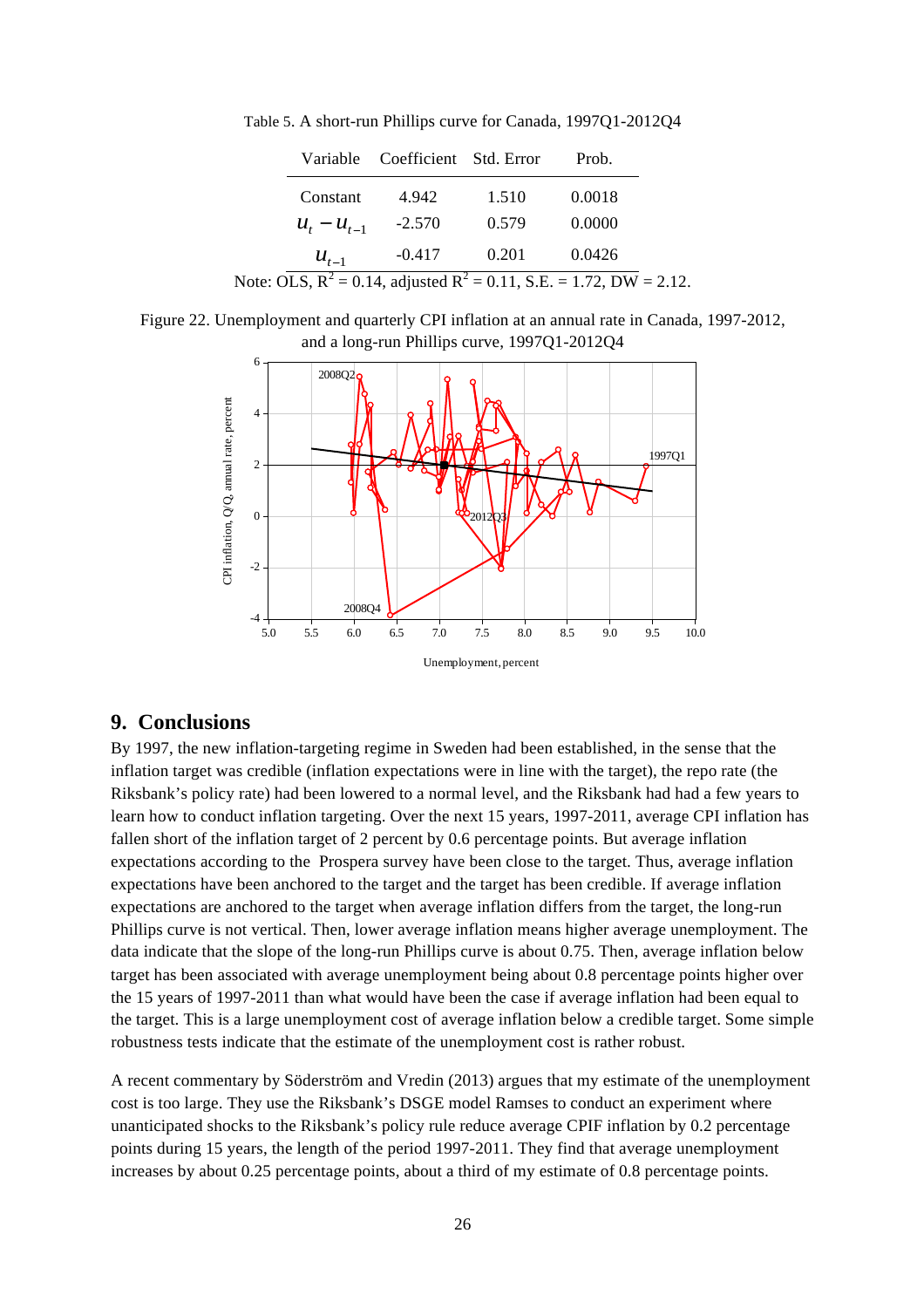Table 5. A short-run Phillips curve for Canada, 1997Q1-2012Q4

| Variable | Coefficient | Std. Error | Prob. |
|---|---|---|---|
| Constant | 4.942 | 1.510 | 0.0018 |
| $u_t - u_{t-1}$ | -2.570 | 0.579 | 0.0000 |
| $u_{t-1}$ | -0.417 | 0.201 | 0.0426 |

Note: OLS, $R^2 = 0.14$, adjusted $R^2 = 0.11$, S.E. = 1.72, DW = 2.12.

Figure 22. Unemployment and quarterly CPI inflation at an annual rate in Canada, 1997-2012, and a long-run Phillips curve, 1997Q1-2012Q4

## 9. Conclusions

By 1997, the new inflation-targeting regime in Sweden had been established, in the sense that the inflation target was credible (inflation expectations were in line with the target), the repo rate (the Riksbank's policy rate) had been lowered to a normal level, and the Riksbank had had a few years to learn how to conduct inflation targeting. Over the next 15 years, 1997-2011, average CPI inflation has fallen short of the inflation target of 2 percent by 0.6 percentage points. But average inflation expectations according to the Prospera survey have been close to the target. Thus, average inflation expectations have been anchored to the target and the target has been credible. If average inflation expectations are anchored to the target when average inflation differs from the target, the long-run Phillips curve is not vertical. Then, lower average inflation means higher average unemployment. The data indicate that the slope of the long-run Phillips curve is about 0.75. Then, average inflation below target has been associated with average unemployment being about 0.8 percentage points higher over the 15 years of 1997-2011 than what would have been the case if average inflation had been equal to the target. This is a large unemployment cost of average inflation below a credible target. Some simple robustness tests indicate that the estimate of the unemployment cost is rather robust.

A recent commentary by Söderström and Vredin (2013) argues that my estimate of the unemployment cost is too large. They use the Riksbank's DSGE model Ramses to conduct an experiment where unanticipated shocks to the Riksbank's policy rule reduce average CPIF inflation by 0.2 percentage points during 15 years, the length of the period 1997-2011. They find that average unemployment increases by about 0.25 percentage points, about a third of my estimate of 0.8 percentage points.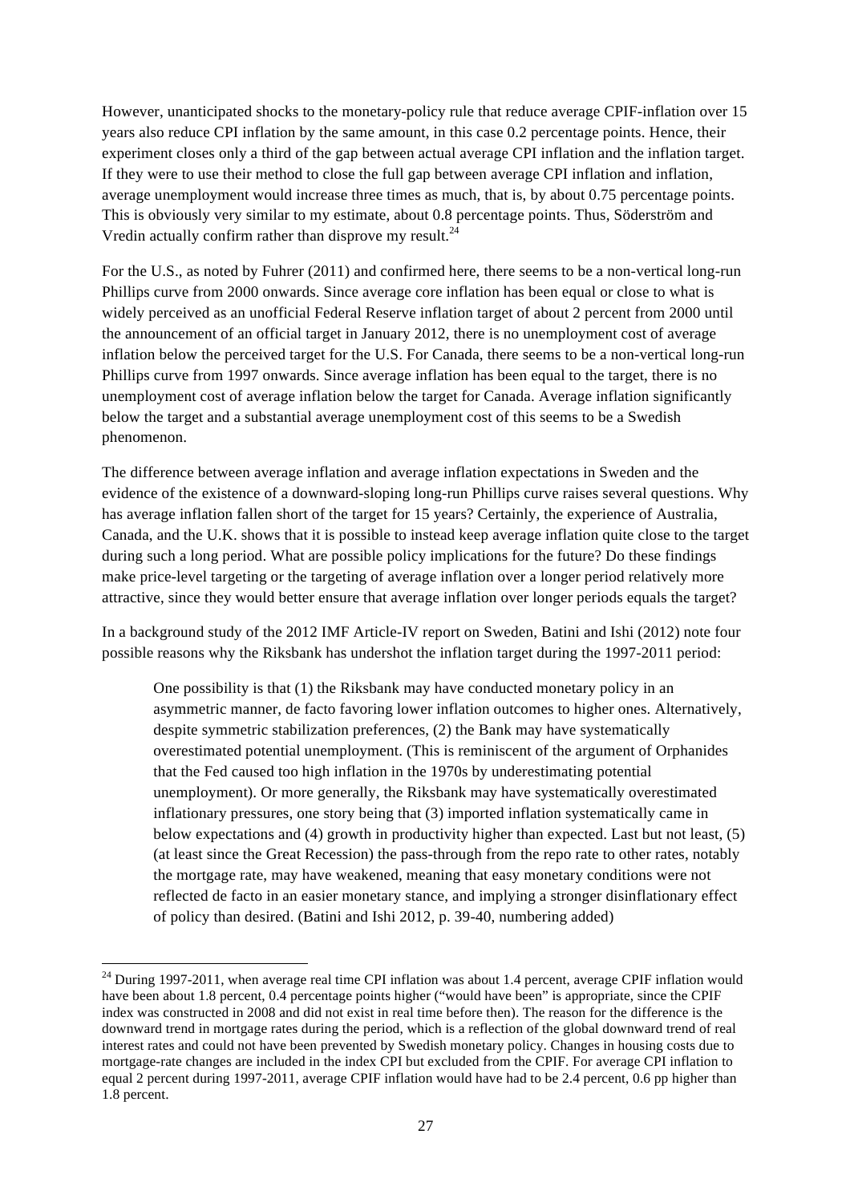However, unanticipated shocks to the monetary-policy rule that reduce average CPIF-inflation over 15 years also reduce CPI inflation by the same amount, in this case 0.2 percentage points. Hence, their experiment closes only a third of the gap between actual average CPI inflation and the inflation target. If they were to use their method to close the full gap between average CPI inflation and inflation, average unemployment would increase three times as much, that is, by about 0.75 percentage points. This is obviously very similar to my estimate, about 0.8 percentage points. Thus, Söderström and Vredin actually confirm rather than disprove my result.[24]

For the U.S., as noted by Fuhrer (2011) and confirmed here, there seems to be a non-vertical long-run Phillips curve from 2000 onwards. Since average core inflation has been equal or close to what is widely perceived as an unofficial Federal Reserve inflation target of about 2 percent from 2000 until the announcement of an official target in January 2012, there is no unemployment cost of average inflation below the perceived target for the U.S. For Canada, there seems to be a non-vertical long-run Phillips curve from 1997 onwards. Since average inflation has been equal to the target, there is no unemployment cost of average inflation below the target for Canada. Average inflation significantly below the target and a substantial average unemployment cost of this seems to be a Swedish phenomenon.

The difference between average inflation and average inflation expectations in Sweden and the evidence of the existence of a downward-sloping long-run Phillips curve raises several questions. Why has average inflation fallen short of the target for 15 years? Certainly, the experience of Australia, Canada, and the U.K. shows that it is possible to instead keep average inflation quite close to the target during such a long period. What are possible policy implications for the future? Do these findings make price-level targeting or the targeting of average inflation over a longer period relatively more attractive, since they would better ensure that average inflation over longer periods equals the target?

In a background study of the 2012 IMF Article-IV report on Sweden, Batini and Ishi (2012) note four possible reasons why the Riksbank has undershot the inflation target during the 1997-2011 period:

> One possibility is that (1) the Riksbank may have conducted monetary policy in an asymmetric manner, de facto favoring lower inflation outcomes to higher ones. Alternatively, despite symmetric stabilization preferences, (2) the Bank may have systematically overestimated potential unemployment. (This is reminiscent of the argument of Orphanides that the Fed caused too high inflation in the 1970s by underestimating potential unemployment). Or more generally, the Riksbank may have systematically overestimated inflationary pressures, one story being that (3) imported inflation systematically came in below expectations and (4) growth in productivity higher than expected. Last but not least, (5) (at least since the Great Recession) the pass-through from the repo rate to other rates, notably the mortgage rate, may have weakened, meaning that easy monetary conditions were not reflected de facto in an easier monetary stance, and implying a stronger disinflationary effect of policy than desired. (Batini and Ishi 2012, p. 39-40, numbering added)

---

[24] During 1997-2011, when average real time CPI inflation was about 1.4 percent, average CPIF inflation would have been about 1.8 percent, 0.4 percentage points higher ("would have been" is appropriate, since the CPIF index was constructed in 2008 and did not exist in real time before then). The reason for the difference is the downward trend in mortgage rates during the period, which is a reflection of the global downward trend of real interest rates and could not have been prevented by Swedish monetary policy. Changes in housing costs due to mortgage-rate changes are included in the index CPI but excluded from the CPIF. For average CPI inflation to equal 2 percent during 1997-2011, average CPIF inflation would have had to be 2.4 percent, 0.6 pp higher than 1.8 percent.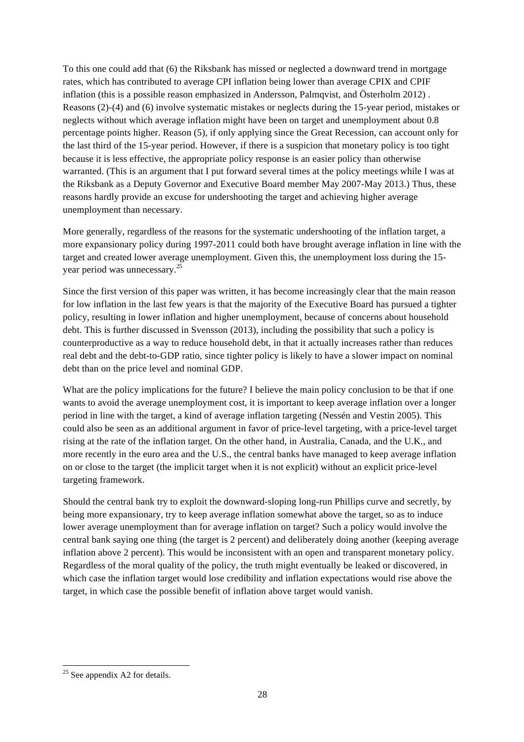To this one could add that (6) the Riksbank has missed or neglected a downward trend in mortgage rates, which has contributed to average CPI inflation being lower than average CPIX and CPIF inflation (this is a possible reason emphasized in Andersson, Palmqvist, and Österholm 2012) . Reasons (2)-(4) and (6) involve systematic mistakes or neglects during the 15-year period, mistakes or neglects without which average inflation might have been on target and unemployment about 0.8 percentage points higher. Reason (5), if only applying since the Great Recession, can account only for the last third of the 15-year period. However, if there is a suspicion that monetary policy is too tight because it is less effective, the appropriate policy response is an easier policy than otherwise warranted. (This is an argument that I put forward several times at the policy meetings while I was at the Riksbank as a Deputy Governor and Executive Board member May 2007-May 2013.) Thus, these reasons hardly provide an excuse for undershooting the target and achieving higher average unemployment than necessary.

More generally, regardless of the reasons for the systematic undershooting of the inflation target, a more expansionary policy during 1997-2011 could both have brought average inflation in line with the target and created lower average unemployment. Given this, the unemployment loss during the 15-year period was unnecessary.[25]

Since the first version of this paper was written, it has become increasingly clear that the main reason for low inflation in the last few years is that the majority of the Executive Board has pursued a tighter policy, resulting in lower inflation and higher unemployment, because of concerns about household debt. This is further discussed in Svensson (2013), including the possibility that such a policy is counterproductive as a way to reduce household debt, in that it actually increases rather than reduces real debt and the debt-to-GDP ratio, since tighter policy is likely to have a slower impact on nominal debt than on the price level and nominal GDP.

What are the policy implications for the future? I believe the main policy conclusion to be that if one wants to avoid the average unemployment cost, it is important to keep average inflation over a longer period in line with the target, a kind of average inflation targeting (Nessén and Vestin 2005). This could also be seen as an additional argument in favor of price-level targeting, with a price-level target rising at the rate of the inflation target. On the other hand, in Australia, Canada, and the U.K., and more recently in the euro area and the U.S., the central banks have managed to keep average inflation on or close to the target (the implicit target when it is not explicit) without an explicit price-level targeting framework.

Should the central bank try to exploit the downward-sloping long-run Phillips curve and secretly, by being more expansionary, try to keep average inflation somewhat above the target, so as to induce lower average unemployment than for average inflation on target? Such a policy would involve the central bank saying one thing (the target is 2 percent) and deliberately doing another (keeping average inflation above 2 percent). This would be inconsistent with an open and transparent monetary policy. Regardless of the moral quality of the policy, the truth might eventually be leaked or discovered, in which case the inflation target would lose credibility and inflation expectations would rise above the target, in which case the possible benefit of inflation above target would vanish.

[25] See appendix A2 for details.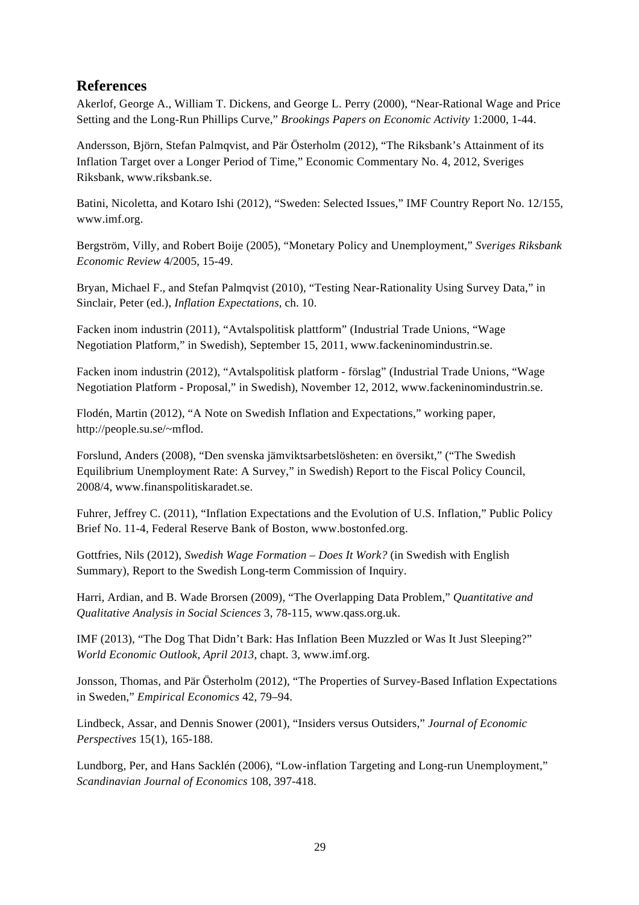## References

Akerlof, George A., William T. Dickens, and George L. Perry (2000), "Near-Rational Wage and Price Setting and the Long-Run Phillips Curve," *Brookings Papers on Economic Activity* 1:2000, 1-44.

Andersson, Björn, Stefan Palmqvist, and Pär Österholm (2012), "The Riksbank's Attainment of its Inflation Target over a Longer Period of Time," Economic Commentary No. 4, 2012, Sveriges Riksbank, www.riksbank.se.

Batini, Nicoletta, and Kotaro Ishi (2012), "Sweden: Selected Issues," IMF Country Report No. 12/155, www.imf.org.

Bergström, Villy, and Robert Boije (2005), "Monetary Policy and Unemployment," *Sveriges Riksbank Economic Review* 4/2005, 15-49.

Bryan, Michael F., and Stefan Palmqvist (2010), "Testing Near-Rationality Using Survey Data," in Sinclair, Peter (ed.), *Inflation Expectations*, ch. 10.

Facken inom industrin (2011), "Avtalspolitisk plattform" (Industrial Trade Unions, "Wage Negotiation Platform," in Swedish), September 15, 2011, www.fackeninomindustrin.se.

Facken inom industrin (2012), "Avtalspolitisk platform - förslag" (Industrial Trade Unions, "Wage Negotiation Platform - Proposal," in Swedish), November 12, 2012, www.fackeninomindustrin.se.

Flodén, Martin (2012), "A Note on Swedish Inflation and Expectations," working paper, http://people.su.se/~mflod.

Forslund, Anders (2008), "Den svenska jämviktsarbetslösheten: en översikt," ("The Swedish Equilibrium Unemployment Rate: A Survey," in Swedish) Report to the Fiscal Policy Council, 2008/4, www.finanspolitiskaradet.se.

Fuhrer, Jeffrey C. (2011), "Inflation Expectations and the Evolution of U.S. Inflation," Public Policy Brief No. 11-4, Federal Reserve Bank of Boston, www.bostonfed.org.

Gottfries, Nils (2012), *Swedish Wage Formation – Does It Work?* (in Swedish with English Summary), Report to the Swedish Long-term Commission of Inquiry.

Harri, Ardian, and B. Wade Brorsen (2009), "The Overlapping Data Problem," *Quantitative and Qualitative Analysis in Social Sciences* 3, 78-115, www.qass.org.uk.

IMF (2013), "The Dog That Didn't Bark: Has Inflation Been Muzzled or Was It Just Sleeping?" *World Economic Outlook, April 2013*, chapt. 3, www.imf.org.

Jonsson, Thomas, and Pär Österholm (2012), "The Properties of Survey-Based Inflation Expectations in Sweden," *Empirical Economics* 42, 79–94.

Lindbeck, Assar, and Dennis Snower (2001), "Insiders versus Outsiders," *Journal of Economic Perspectives* 15(1), 165-188.

Lundborg, Per, and Hans Sacklén (2006), "Low-inflation Targeting and Long-run Unemployment," *Scandinavian Journal of Economics* 108, 397-418.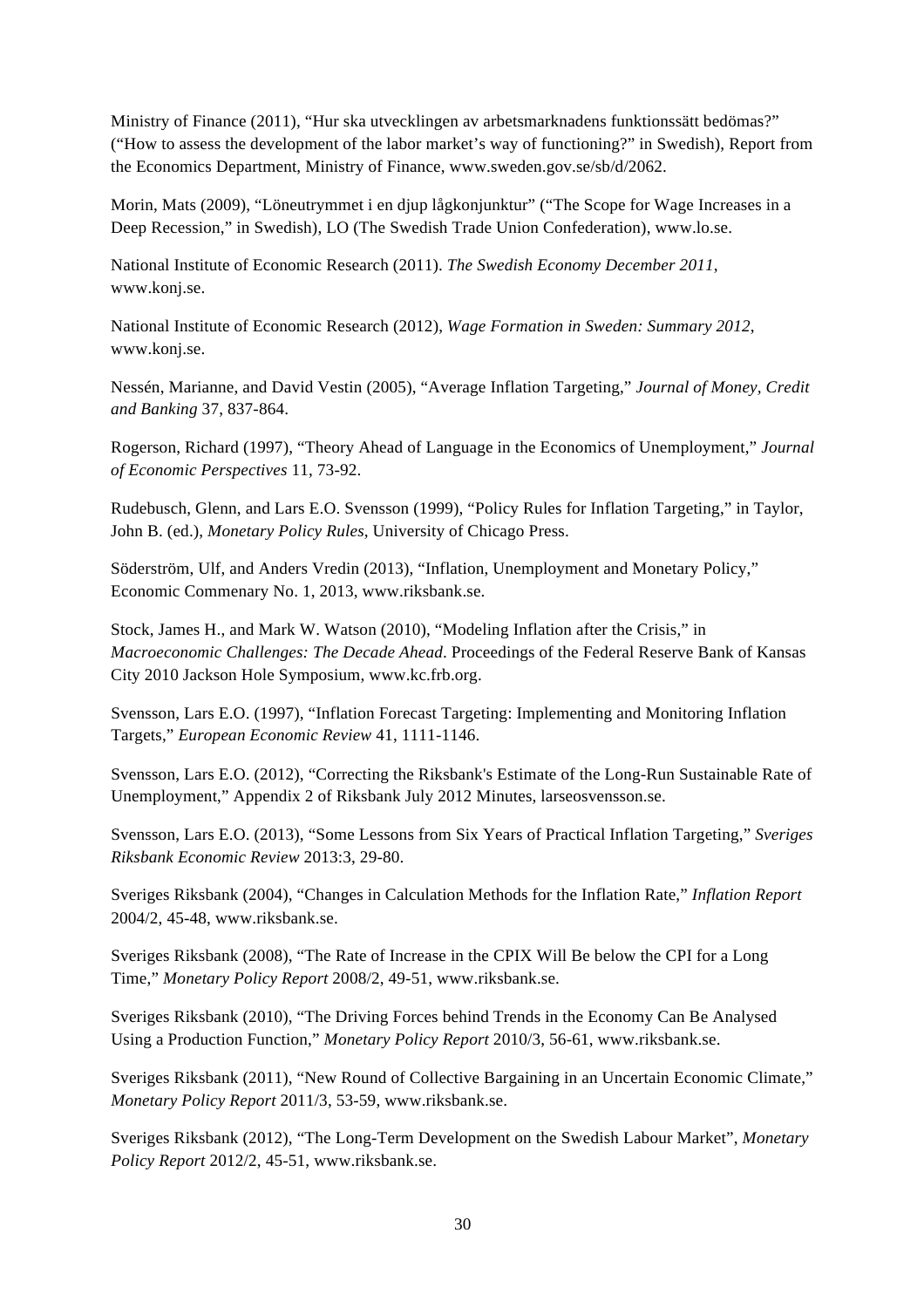Ministry of Finance (2011), "Hur ska utvecklingen av arbetsmarknadens funktionssätt bedömas?" ("How to assess the development of the labor market's way of functioning?" in Swedish), Report from the Economics Department, Ministry of Finance, www.sweden.gov.se/sb/d/2062.

Morin, Mats (2009), "Löneutrymmet i en djup lågkonjunktur" ("The Scope for Wage Increases in a Deep Recession," in Swedish), LO (The Swedish Trade Union Confederation), www.lo.se.

National Institute of Economic Research (2011). *The Swedish Economy December 2011*, www.konj.se.

National Institute of Economic Research (2012), *Wage Formation in Sweden: Summary 2012*, www.konj.se.

Nessén, Marianne, and David Vestin (2005), "Average Inflation Targeting," *Journal of Money, Credit and Banking* 37, 837-864.

Rogerson, Richard (1997), "Theory Ahead of Language in the Economics of Unemployment," *Journal of Economic Perspectives* 11, 73-92.

Rudebusch, Glenn, and Lars E.O. Svensson (1999), "Policy Rules for Inflation Targeting," in Taylor, John B. (ed.), *Monetary Policy Rules*, University of Chicago Press.

Söderström, Ulf, and Anders Vredin (2013), "Inflation, Unemployment and Monetary Policy," Economic Commenary No. 1, 2013, www.riksbank.se.

Stock, James H., and Mark W. Watson (2010), "Modeling Inflation after the Crisis," in *Macroeconomic Challenges: The Decade Ahead*. Proceedings of the Federal Reserve Bank of Kansas City 2010 Jackson Hole Symposium, www.kc.frb.org.

Svensson, Lars E.O. (1997), "Inflation Forecast Targeting: Implementing and Monitoring Inflation Targets," *European Economic Review* 41, 1111-1146.

Svensson, Lars E.O. (2012), "Correcting the Riksbank's Estimate of the Long-Run Sustainable Rate of Unemployment," Appendix 2 of Riksbank July 2012 Minutes, larseosvensson.se.

Svensson, Lars E.O. (2013), "Some Lessons from Six Years of Practical Inflation Targeting," *Sveriges Riksbank Economic Review* 2013:3, 29-80.

Sveriges Riksbank (2004), "Changes in Calculation Methods for the Inflation Rate," *Inflation Report* 2004/2, 45-48, www.riksbank.se.

Sveriges Riksbank (2008), "The Rate of Increase in the CPIX Will Be below the CPI for a Long Time," *Monetary Policy Report* 2008/2, 49-51, www.riksbank.se.

Sveriges Riksbank (2010), "The Driving Forces behind Trends in the Economy Can Be Analysed Using a Production Function," *Monetary Policy Report* 2010/3, 56-61, www.riksbank.se.

Sveriges Riksbank (2011), "New Round of Collective Bargaining in an Uncertain Economic Climate," *Monetary Policy Report* 2011/3, 53-59, www.riksbank.se.

Sveriges Riksbank (2012), "The Long-Term Development on the Swedish Labour Market", *Monetary Policy Report* 2012/2, 45-51, www.riksbank.se.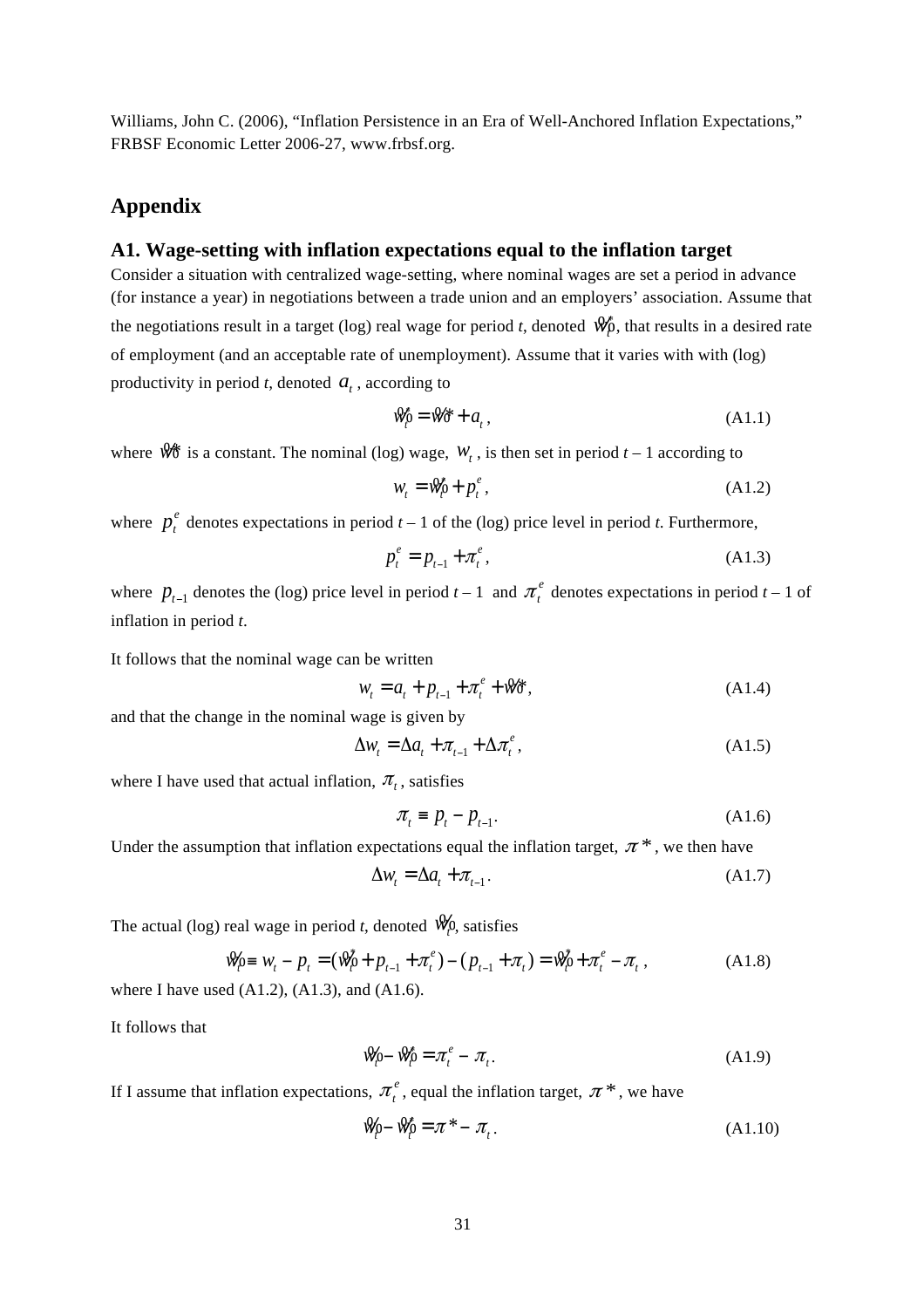Williams, John C. (2006), "Inflation Persistence in an Era of Well-Anchored Inflation Expectations," FRBSF Economic Letter 2006-27, www.frbsf.org.

## Appendix

### A1. Wage-setting with inflation expectations equal to the inflation target

Consider a situation with centralized wage-setting, where nominal wages are set a period in advance (for instance a year) in negotiations between a trade union and an employers' association. Assume that the negotiations result in a target (log) real wage for period *t*, denoted $\tilde{w}_t^*$, that results in a desired rate of employment (and an acceptable rate of unemployment). Assume that it varies with with (log) productivity in period *t*, denoted $a_t$, according to

$$\tilde{w}_t^* = \tilde{w}^* + a_t, \tag{A1.1}$$

where $\tilde{w}^*$ is a constant. The nominal (log) wage, $w_t$, is then set in period *t* – 1 according to

$$w_t = \tilde{w}_t^* + p_t^e, \tag{A1.2}$$

where $p_t^e$ denotes expectations in period *t* – 1 of the (log) price level in period *t*. Furthermore,

$$p_t^e = p_{t-1} + \pi_t^e, \tag{A1.3}$$

where $p_{t-1}$ denotes the (log) price level in period *t* – 1 and $\pi_t^e$ denotes expectations in period *t* – 1 of inflation in period *t*.

It follows that the nominal wage can be written

$$w_t = a_t + p_{t-1} + \pi_t^e + \tilde{w}^*, \tag{A1.4}$$

and that the change in the nominal wage is given by

$$\Delta w_t = \Delta a_t + \pi_{t-1} + \Delta \pi_t^e, \tag{A1.5}$$

where I have used that actual inflation, $\pi_t$, satisfies

$$\pi_t \equiv p_t - p_{t-1}. \tag{A1.6}$$

Under the assumption that inflation expectations equal the inflation target, $\pi^*$, we then have

$$\Delta w_t = \Delta a_t + \pi_{t-1}. \tag{A1.7}$$

The actual (log) real wage in period *t*, denoted $\tilde{w}_t$, satisfies

$$\tilde{w}_t \equiv w_t - p_t = (\tilde{w}_t^* + p_{t-1} + \pi_t^e) - (p_{t-1} + \pi_t) = \tilde{w}_t^* + \pi_t^e - \pi_t, \tag{A1.8}$$

where I have used (A1.2), (A1.3), and (A1.6).

It follows that

$$\tilde{w}_t - \tilde{w}_t^* = \pi_t^e - \pi_t. \tag{A1.9}$$

If I assume that inflation expectations, $\pi_t^e$, equal the inflation target, $\pi^*$, we have

$$\tilde{w}_t - \tilde{w}_t^* = \pi^* - \pi_t. \tag{A1.10}$$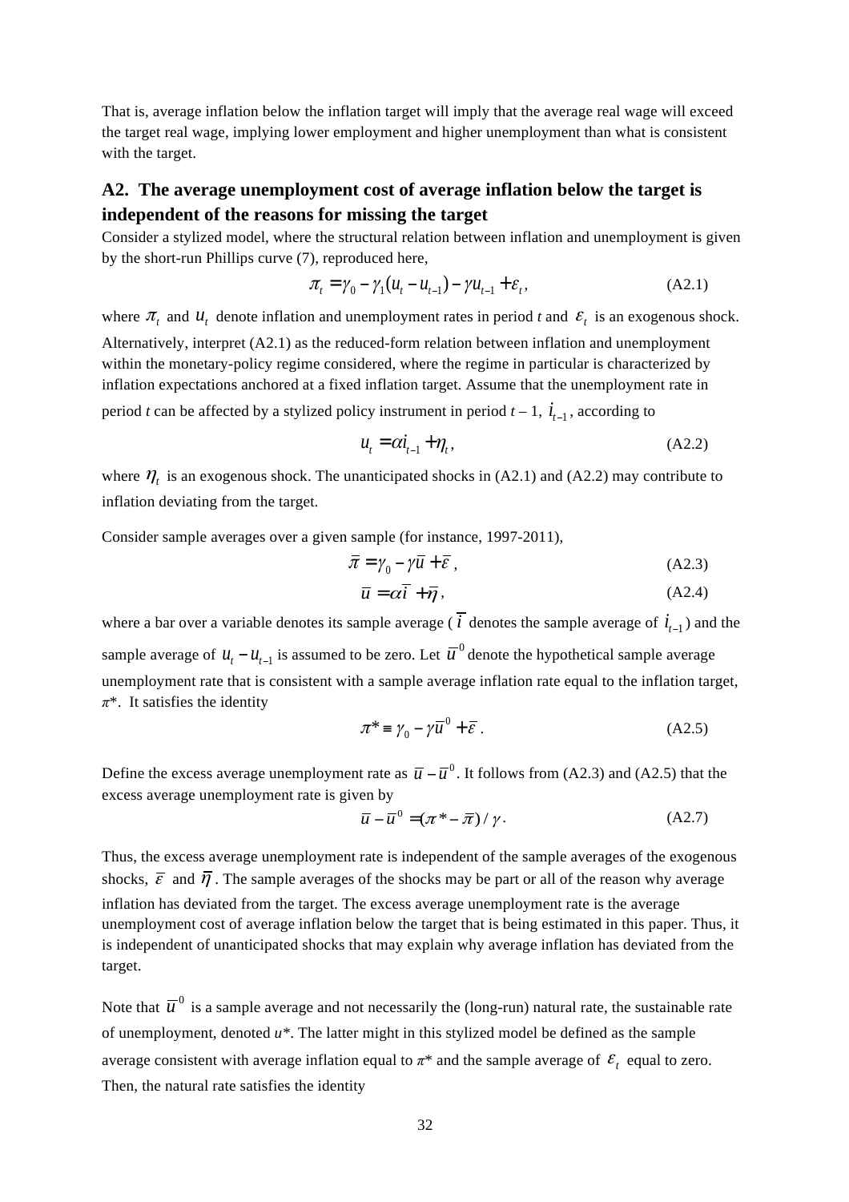That is, average inflation below the inflation target will imply that the average real wage will exceed the target real wage, implying lower employment and higher unemployment than what is consistent with the target.

## A2. The average unemployment cost of average inflation below the target is independent of the reasons for missing the target

Consider a stylized model, where the structural relation between inflation and unemployment is given by the short-run Phillips curve (7), reproduced here,

$$\pi_t = \gamma_0 - \gamma_1(u_t - u_{t-1}) - \gamma u_{t-1} + \varepsilon_t, \tag{A2.1}$$

where $\pi_t$ and $u_t$ denote inflation and unemployment rates in period *t* and $\varepsilon_t$ is an exogenous shock. Alternatively, interpret (A2.1) as the reduced-form relation between inflation and unemployment within the monetary-policy regime considered, where the regime in particular is characterized by inflation expectations anchored at a fixed inflation target. Assume that the unemployment rate in period *t* can be affected by a stylized policy instrument in period *t* – 1, $i_{t-1}$, according to

$$u_t = \alpha i_{t-1} + \eta_t, \tag{A2.2}$$

where $\eta_t$ is an exogenous shock. The unanticipated shocks in (A2.1) and (A2.2) may contribute to inflation deviating from the target.

Consider sample averages over a given sample (for instance, 1997-2011),

$$\bar{\pi} = \gamma_0 - \gamma\bar{u} + \bar{\varepsilon}, \tag{A2.3}$$

$$\bar{u} = \alpha\bar{i} + \bar{\eta}, \tag{A2.4}$$

where a bar over a variable denotes its sample average ($\bar{i}$ denotes the sample average of $i_{t-1}$) and the sample average of $u_t - u_{t-1}$ is assumed to be zero. Let $\bar{u}^0$ denote the hypothetical sample average unemployment rate that is consistent with a sample average inflation rate equal to the inflation target, $\pi^*$. It satisfies the identity

$$\pi^* \equiv \gamma_0 - \gamma\bar{u}^0 + \bar{\varepsilon}. \tag{A2.5}$$

Define the excess average unemployment rate as $\bar{u} - \bar{u}^0$. It follows from (A2.3) and (A2.5) that the excess average unemployment rate is given by

$$\bar{u} - \bar{u}^0 = (\pi^* - \bar{\pi}) / \gamma. \tag{A2.7}$$

Thus, the excess average unemployment rate is independent of the sample averages of the exogenous shocks, $\bar{\varepsilon}$ and $\bar{\eta}$. The sample averages of the shocks may be part or all of the reason why average inflation has deviated from the target. The excess average unemployment rate is the average unemployment cost of average inflation below the target that is being estimated in this paper. Thus, it is independent of unanticipated shocks that may explain why average inflation has deviated from the target.

Note that $\bar{u}^0$ is a sample average and not necessarily the (long-run) natural rate, the sustainable rate of unemployment, denoted $u^*$. The latter might in this stylized model be defined as the sample average consistent with average inflation equal to $\pi^*$ and the sample average of $\varepsilon_t$ equal to zero. Then, the natural rate satisfies the identity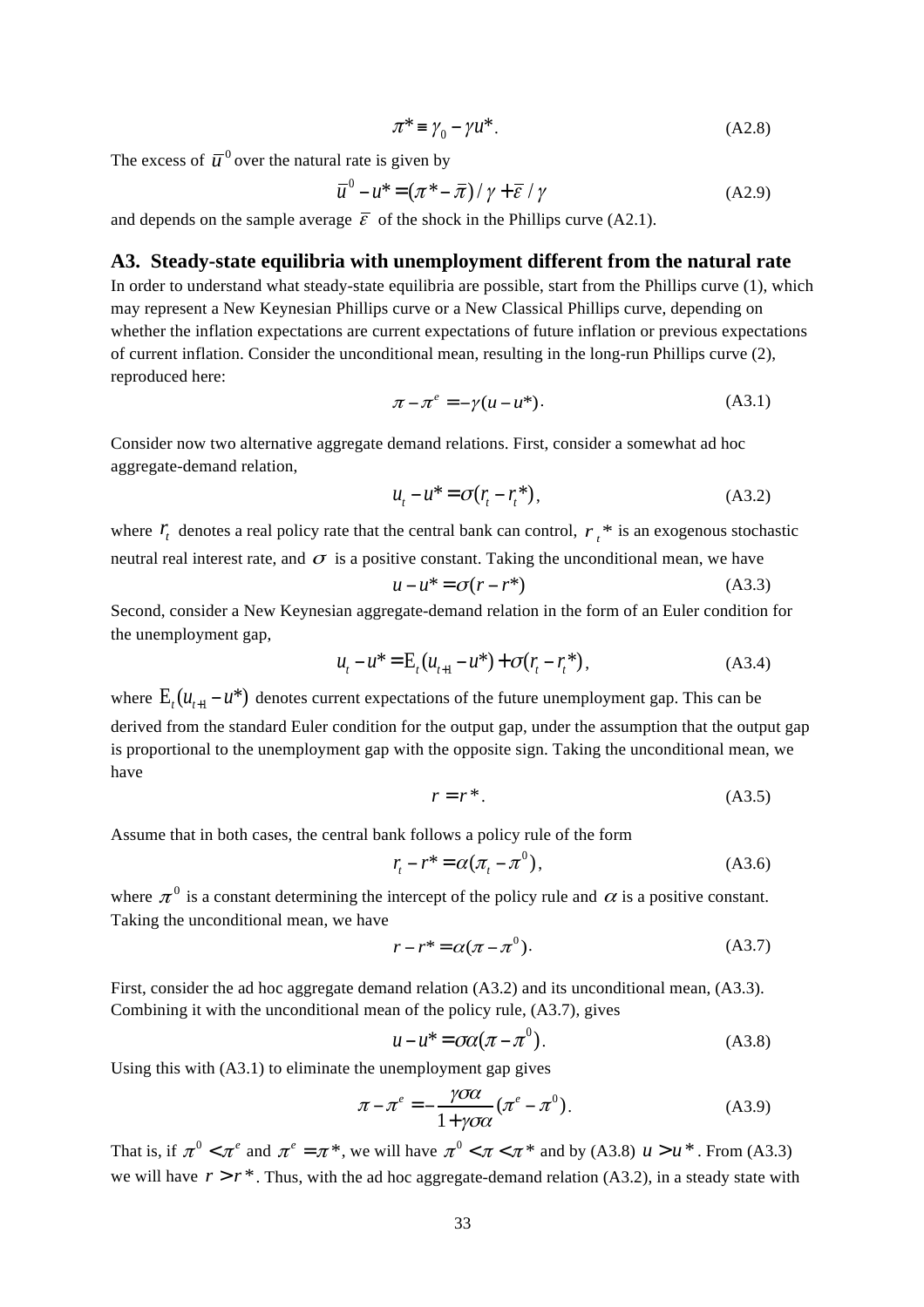$$\pi^* \equiv \gamma_0 - \gamma u^*. \tag{A2.8}$$

The excess of $\bar{u}^0$ over the natural rate is given by

$$\bar{u}^0 - u^* = (\pi^* - \bar{\pi}) / \gamma + \bar{\varepsilon} / \gamma \tag{A2.9}$$

and depends on the sample average $\bar{\varepsilon}$ of the shock in the Phillips curve (A2.1).

## A3. Steady-state equilibria with unemployment different from the natural rate

In order to understand what steady-state equilibria are possible, start from the Phillips curve (1), which may represent a New Keynesian Phillips curve or a New Classical Phillips curve, depending on whether the inflation expectations are current expectations of future inflation or previous expectations of current inflation. Consider the unconditional mean, resulting in the long-run Phillips curve (2), reproduced here:

$$\pi - \pi^e = -\gamma(u - u^*). \tag{A3.1}$$

Consider now two alternative aggregate demand relations. First, consider a somewhat ad hoc aggregate-demand relation,

$$u_t - u^* = \sigma(r_t - r_t^*), \tag{A3.2}$$

where $r_t$ denotes a real policy rate that the central bank can control, $r_t^*$ is an exogenous stochastic neutral real interest rate, and $\sigma$ is a positive constant. Taking the unconditional mean, we have

$$u - u^* = \sigma(r - r^*) \tag{A3.3}$$

Second, consider a New Keynesian aggregate-demand relation in the form of an Euler condition for the unemployment gap,

$$u_t - u^* = \mathrm{E}_t(u_{t+1} - u^*) + \sigma(r_t - r_t^*), \tag{A3.4}$$

where $\mathrm{E}_t(u_{t+1} - u^*)$ denotes current expectations of the future unemployment gap. This can be derived from the standard Euler condition for the output gap, under the assumption that the output gap is proportional to the unemployment gap with the opposite sign. Taking the unconditional mean, we have

$$r = r^*. \tag{A3.5}$$

Assume that in both cases, the central bank follows a policy rule of the form

$$r_t - r^* = \alpha(\pi_t - \pi^0), \tag{A3.6}$$

where $\pi^0$ is a constant determining the intercept of the policy rule and $\alpha$ is a positive constant. Taking the unconditional mean, we have

$$r - r^* = \alpha(\pi - \pi^0). \tag{A3.7}$$

First, consider the ad hoc aggregate demand relation (A3.2) and its unconditional mean, (A3.3). Combining it with the unconditional mean of the policy rule, (A3.7), gives

$$u - u^* = \sigma\alpha(\pi - \pi^0). \tag{A3.8}$$

Using this with (A3.1) to eliminate the unemployment gap gives

$$\pi - \pi^e = -\frac{\gamma\sigma\alpha}{1 + \gamma\sigma\alpha}(\pi^e - \pi^0). \tag{A3.9}$$

That is, if $\pi^0 < \pi^e$ and $\pi^e = \pi^*$, we will have $\pi^0 < \pi < \pi^*$ and by (A3.8) $u > u^*$. From (A3.3) we will have $r > r^*$. Thus, with the ad hoc aggregate-demand relation (A3.2), in a steady state with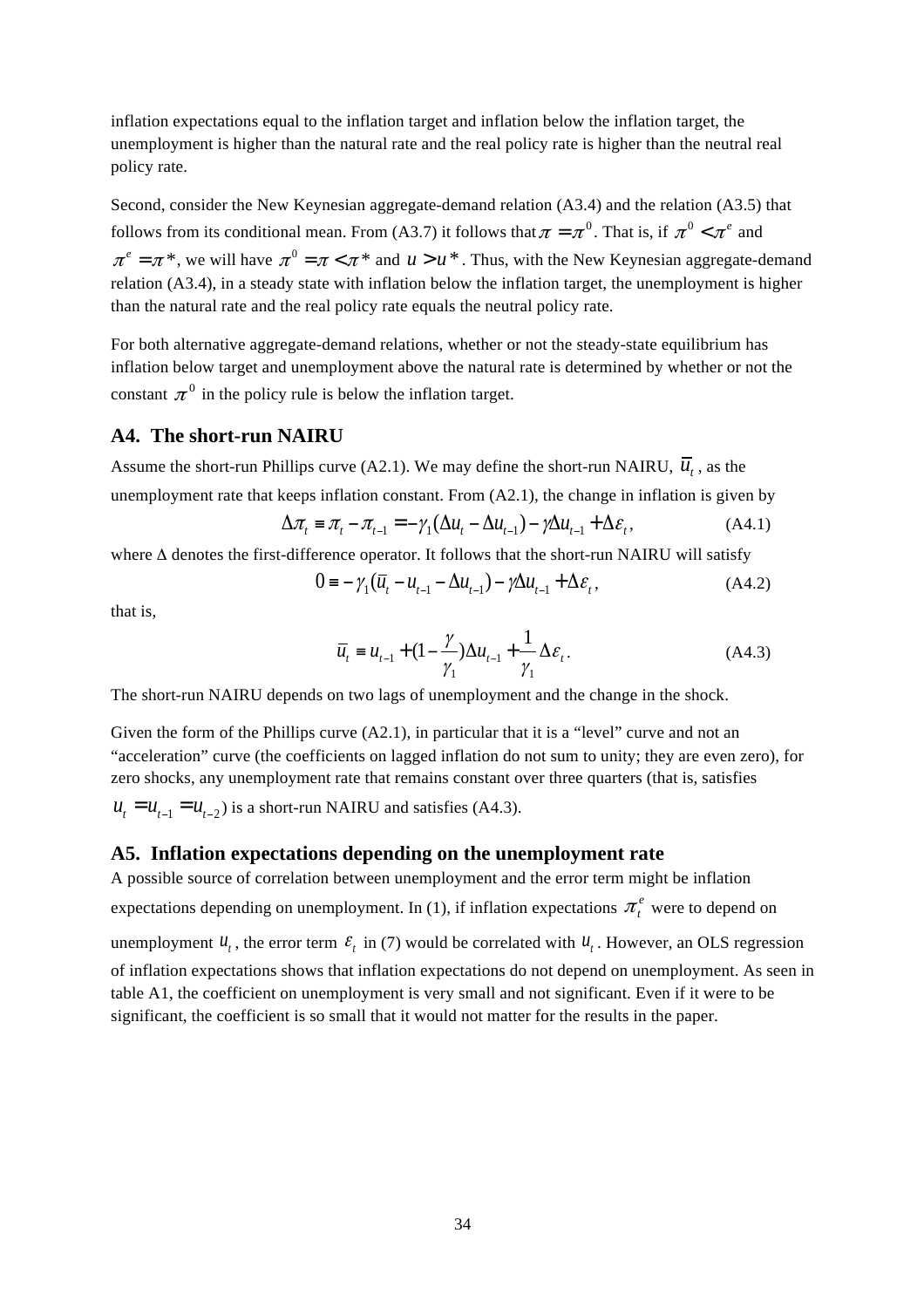inflation expectations equal to the inflation target and inflation below the inflation target, the unemployment is higher than the natural rate and the real policy rate is higher than the neutral real policy rate.

Second, consider the New Keynesian aggregate-demand relation (A3.4) and the relation (A3.5) that follows from its conditional mean. From (A3.7) it follows that $\pi = \pi^0$. That is, if $\pi^0 < \pi^e$ and $\pi^e = \pi^*$, we will have $\pi^0 = \pi < \pi^*$ and $u > u^*$. Thus, with the New Keynesian aggregate-demand relation (A3.4), in a steady state with inflation below the inflation target, the unemployment is higher than the natural rate and the real policy rate equals the neutral policy rate.

For both alternative aggregate-demand relations, whether or not the steady-state equilibrium has inflation below target and unemployment above the natural rate is determined by whether or not the constant $\pi^0$ in the policy rule is below the inflation target.

## A4. The short-run NAIRU

Assume the short-run Phillips curve (A2.1). We may define the short-run NAIRU, $\bar{u}_t$, as the unemployment rate that keeps inflation constant. From (A2.1), the change in inflation is given by

$$\Delta\pi_t \equiv \pi_t - \pi_{t-1} = -\gamma_1(\Delta u_t - \Delta u_{t-1}) - \gamma\Delta u_{t-1} + \Delta\varepsilon_t, \qquad \text{(A4.1)}$$

where $\Delta$ denotes the first-difference operator. It follows that the short-run NAIRU will satisfy

$$0 \equiv -\gamma_1(\bar{u}_t - u_{t-1} - \Delta u_{t-1}) - \gamma\Delta u_{t-1} + \Delta\varepsilon_t, \qquad \text{(A4.2)}$$

that is,

$$\bar{u}_t \equiv u_{t-1} + (1 - \frac{\gamma}{\gamma_1})\Delta u_{t-1} + \frac{1}{\gamma_1}\Delta\varepsilon_t. \qquad \text{(A4.3)}$$

The short-run NAIRU depends on two lags of unemployment and the change in the shock.

Given the form of the Phillips curve (A2.1), in particular that it is a "level" curve and not an "acceleration" curve (the coefficients on lagged inflation do not sum to unity; they are even zero), for zero shocks, any unemployment rate that remains constant over three quarters (that is, satisfies $u_t = u_{t-1} = u_{t-2}$) is a short-run NAIRU and satisfies (A4.3).

## A5. Inflation expectations depending on the unemployment rate

A possible source of correlation between unemployment and the error term might be inflation expectations depending on unemployment. In (1), if inflation expectations $\pi_t^e$ were to depend on unemployment $u_t$, the error term $\varepsilon_t$ in (7) would be correlated with $u_t$. However, an OLS regression of inflation expectations shows that inflation expectations do not depend on unemployment. As seen in table A1, the coefficient on unemployment is very small and not significant. Even if it were to be significant, the coefficient is so small that it would not matter for the results in the paper.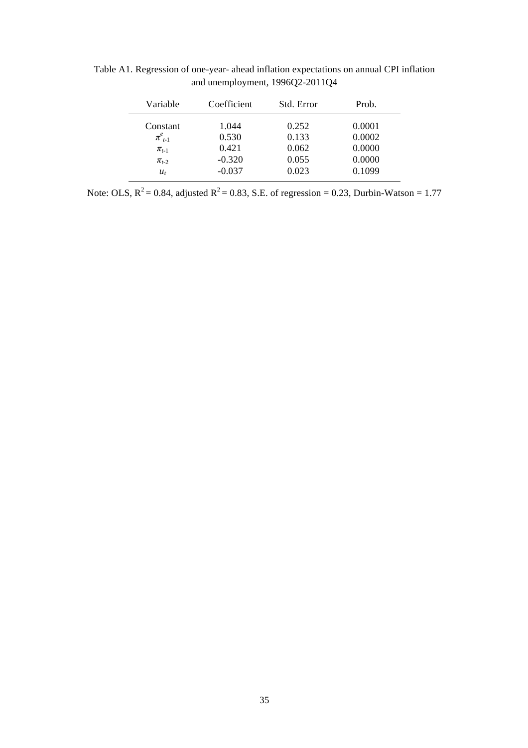Table A1. Regression of one-year- ahead inflation expectations on annual CPI inflation and unemployment, 1996Q2-2011Q4

| Variable | Coefficient | Std. Error | Prob. |
|---|---|---|---|
| Constant | 1.044 | 0.252 | 0.0001 |
| $\pi^{e}_{t-1}$ | 0.530 | 0.133 | 0.0002 |
| $\pi_{t-1}$ | 0.421 | 0.062 | 0.0000 |
| $\pi_{t-2}$ | -0.320 | 0.055 | 0.0000 |
| $u_t$ | -0.037 | 0.023 | 0.1099 |

Note: OLS, $R^2 = 0.84$, adjusted $R^2 = 0.83$, S.E. of regression = 0.23, Durbin-Watson = 1.77